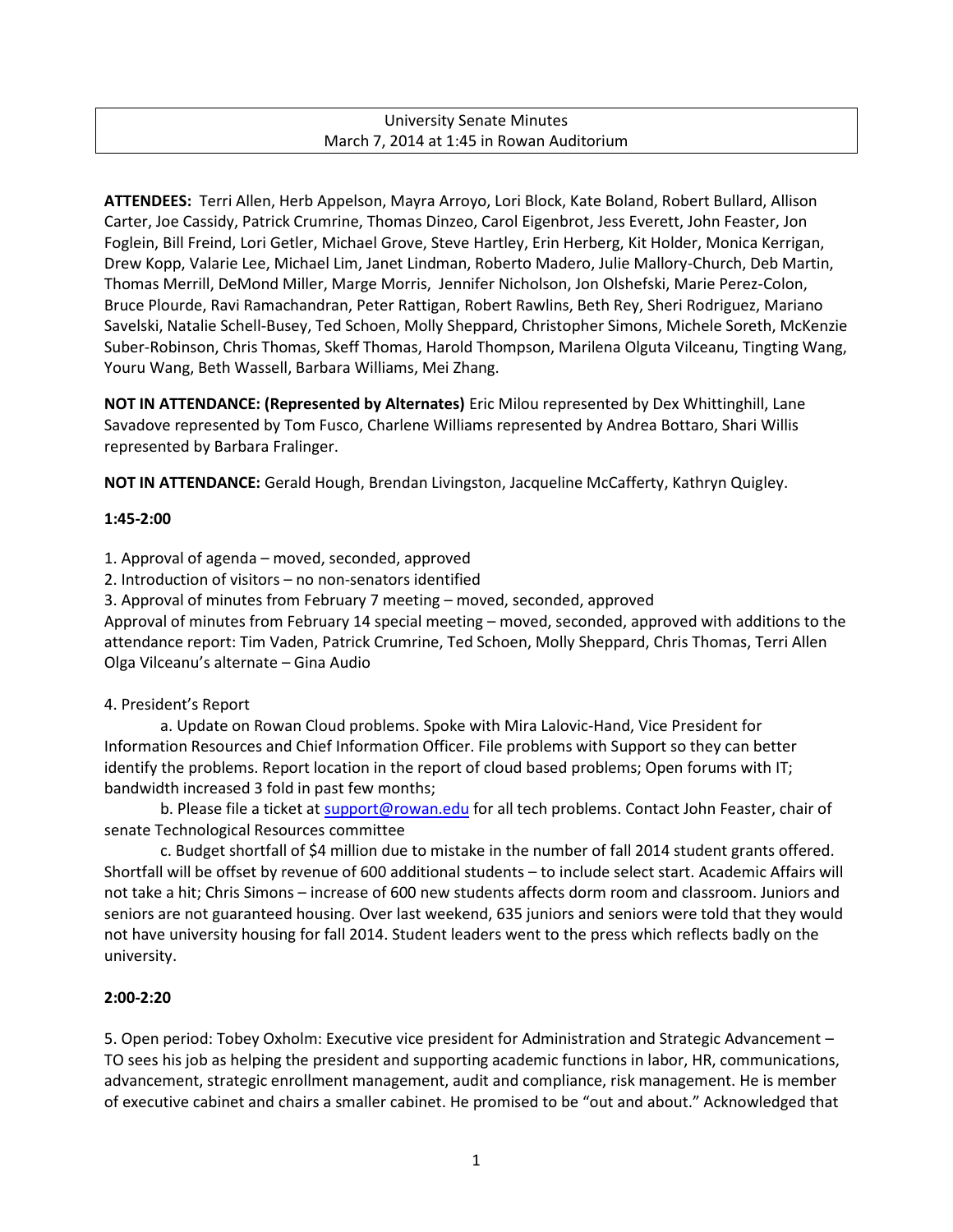University Senate Minutes
March 7, 2014 at 1:45 in Rowan Auditorium

**ATTENDEES:** Terri Allen, Herb Appelson, Mayra Arroyo, Lori Block, Kate Boland, Robert Bullard, Allison Carter, Joe Cassidy, Patrick Crumrine, Thomas Dinzeo, Carol Eigenbrot, Jess Everett, John Feaster, Jon Foglein, Bill Freind, Lori Getler, Michael Grove, Steve Hartley, Erin Herberg, Kit Holder, Monica Kerrigan, Drew Kopp, Valarie Lee, Michael Lim, Janet Lindman, Roberto Madero, Julie Mallory-Church, Deb Martin, Thomas Merrill, DeMond Miller, Marge Morris, Jennifer Nicholson, Jon Olshefski, Marie Perez-Colon, Bruce Plourde, Ravi Ramachandran, Peter Rattigan, Robert Rawlins, Beth Rey, Sheri Rodriguez, Mariano Savelski, Natalie Schell-Busey, Ted Schoen, Molly Sheppard, Christopher Simons, Michele Soreth, McKenzie Suber-Robinson, Chris Thomas, Skeff Thomas, Harold Thompson, Marilena Olguta Vilceanu, Tingting Wang, Youru Wang, Beth Wassell, Barbara Williams, Mei Zhang.

**NOT IN ATTENDANCE: (Represented by Alternates)** Eric Milou represented by Dex Whittinghill, Lane Savadove represented by Tom Fusco, Charlene Williams represented by Andrea Bottaro, Shari Willis represented by Barbara Fralinger.

**NOT IN ATTENDANCE:** Gerald Hough, Brendan Livingston, Jacqueline McCafferty, Kathryn Quigley.

**1:45-2:00**

1. Approval of agenda – moved, seconded, approved
2. Introduction of visitors – no non-senators identified
3. Approval of minutes from February 7 meeting – moved, seconded, approved

Approval of minutes from February 14 special meeting – moved, seconded, approved with additions to the attendance report: Tim Vaden, Patrick Crumrine, Ted Schoen, Molly Sheppard, Chris Thomas, Terri Allen
Olga Vilceanu's alternate – Gina Audio

4. President's Report

a. Update on Rowan Cloud problems. Spoke with Mira Lalovic-Hand, Vice President for Information Resources and Chief Information Officer. File problems with Support so they can better identify the problems. Report location in the report of cloud based problems; Open forums with IT; bandwidth increased 3 fold in past few months;

b. Please file a ticket at support@rowan.edu for all tech problems. Contact John Feaster, chair of senate Technological Resources committee

c. Budget shortfall of $4 million due to mistake in the number of fall 2014 student grants offered. Shortfall will be offset by revenue of 600 additional students – to include select start. Academic Affairs will not take a hit; Chris Simons – increase of 600 new students affects dorm room and classroom. Juniors and seniors are not guaranteed housing. Over last weekend, 635 juniors and seniors were told that they would not have university housing for fall 2014. Student leaders went to the press which reflects badly on the university.

**2:00-2:20**

5. Open period: Tobey Oxholm: Executive vice president for Administration and Strategic Advancement – TO sees his job as helping the president and supporting academic functions in labor, HR, communications, advancement, strategic enrollment management, audit and compliance, risk management. He is member of executive cabinet and chairs a smaller cabinet. He promised to be "out and about." Acknowledged that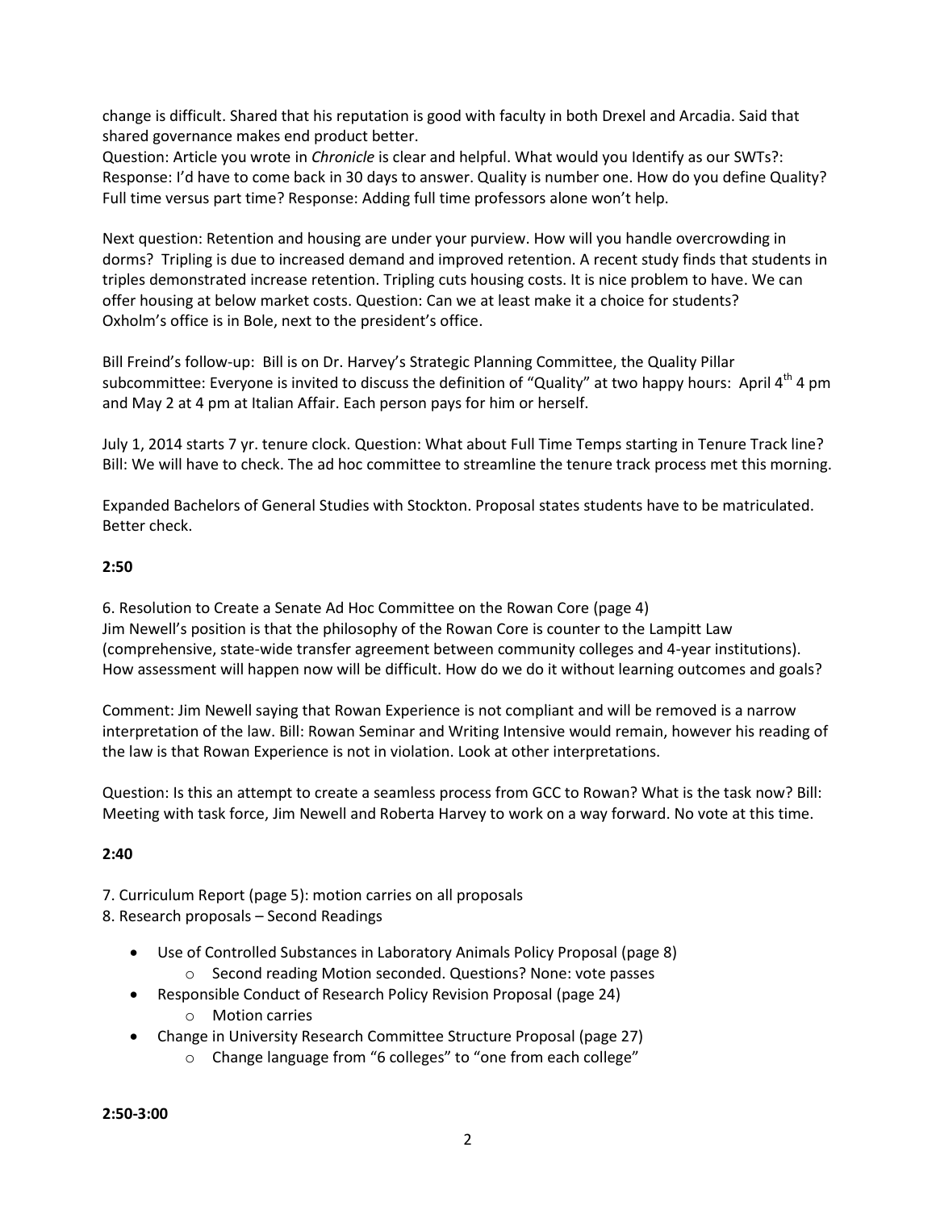change is difficult. Shared that his reputation is good with faculty in both Drexel and Arcadia. Said that shared governance makes end product better.
Question: Article you wrote in *Chronicle* is clear and helpful. What would you Identify as our SWTs?:
Response: I'd have to come back in 30 days to answer. Quality is number one. How do you define Quality?
Full time versus part time? Response: Adding full time professors alone won't help.

Next question: Retention and housing are under your purview. How will you handle overcrowding in dorms? Tripling is due to increased demand and improved retention. A recent study finds that students in triples demonstrated increase retention. Tripling cuts housing costs. It is nice problem to have. We can offer housing at below market costs. Question: Can we at least make it a choice for students?
Oxholm's office is in Bole, next to the president's office.

Bill Freind's follow-up: Bill is on Dr. Harvey's Strategic Planning Committee, the Quality Pillar subcommittee: Everyone is invited to discuss the definition of "Quality" at two happy hours: April 4th 4 pm and May 2 at 4 pm at Italian Affair. Each person pays for him or herself.

July 1, 2014 starts 7 yr. tenure clock. Question: What about Full Time Temps starting in Tenure Track line? Bill: We will have to check. The ad hoc committee to streamline the tenure track process met this morning.

Expanded Bachelors of General Studies with Stockton. Proposal states students have to be matriculated. Better check.

**2:50**

6. Resolution to Create a Senate Ad Hoc Committee on the Rowan Core (page 4)
Jim Newell's position is that the philosophy of the Rowan Core is counter to the Lampitt Law (comprehensive, state-wide transfer agreement between community colleges and 4-year institutions). How assessment will happen now will be difficult. How do we do it without learning outcomes and goals?

Comment: Jim Newell saying that Rowan Experience is not compliant and will be removed is a narrow interpretation of the law. Bill: Rowan Seminar and Writing Intensive would remain, however his reading of the law is that Rowan Experience is not in violation. Look at other interpretations.

Question: Is this an attempt to create a seamless process from GCC to Rowan? What is the task now? Bill: Meeting with task force, Jim Newell and Roberta Harvey to work on a way forward. No vote at this time.

**2:40**

7. Curriculum Report (page 5): motion carries on all proposals
8. Research proposals – Second Readings

- Use of Controlled Substances in Laboratory Animals Policy Proposal (page 8)
    - Second reading Motion seconded. Questions? None: vote passes
- Responsible Conduct of Research Policy Revision Proposal (page 24)
    - Motion carries
- Change in University Research Committee Structure Proposal (page 27)
    - Change language from "6 colleges" to "one from each college"

**2:50-3:00**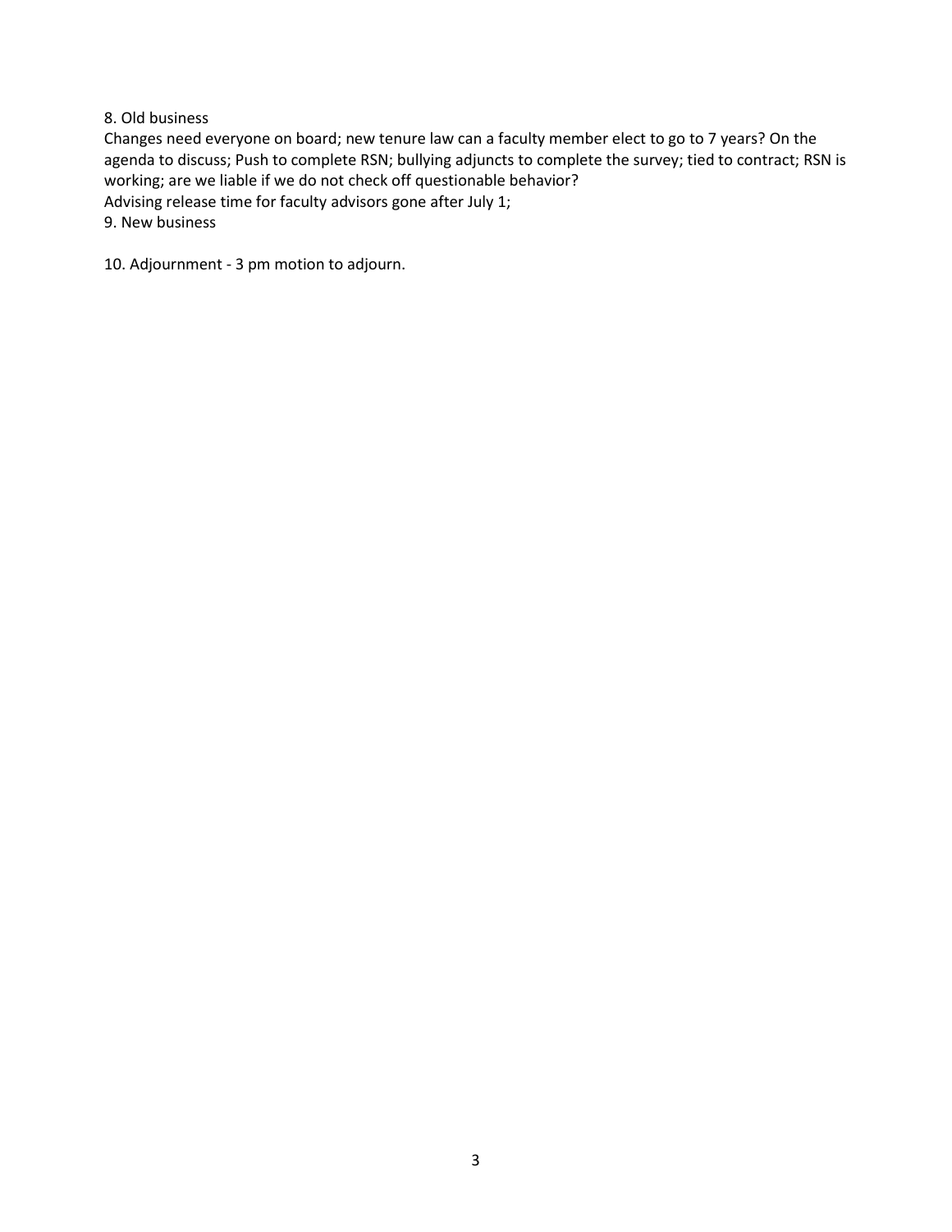8. Old business

Changes need everyone on board; new tenure law can a faculty member elect to go to 7 years? On the agenda to discuss; Push to complete RSN; bullying adjuncts to complete the survey; tied to contract; RSN is working; are we liable if we do not check off questionable behavior?

Advising release time for faculty advisors gone after July 1;

9. New business

10. Adjournment - 3 pm motion to adjourn.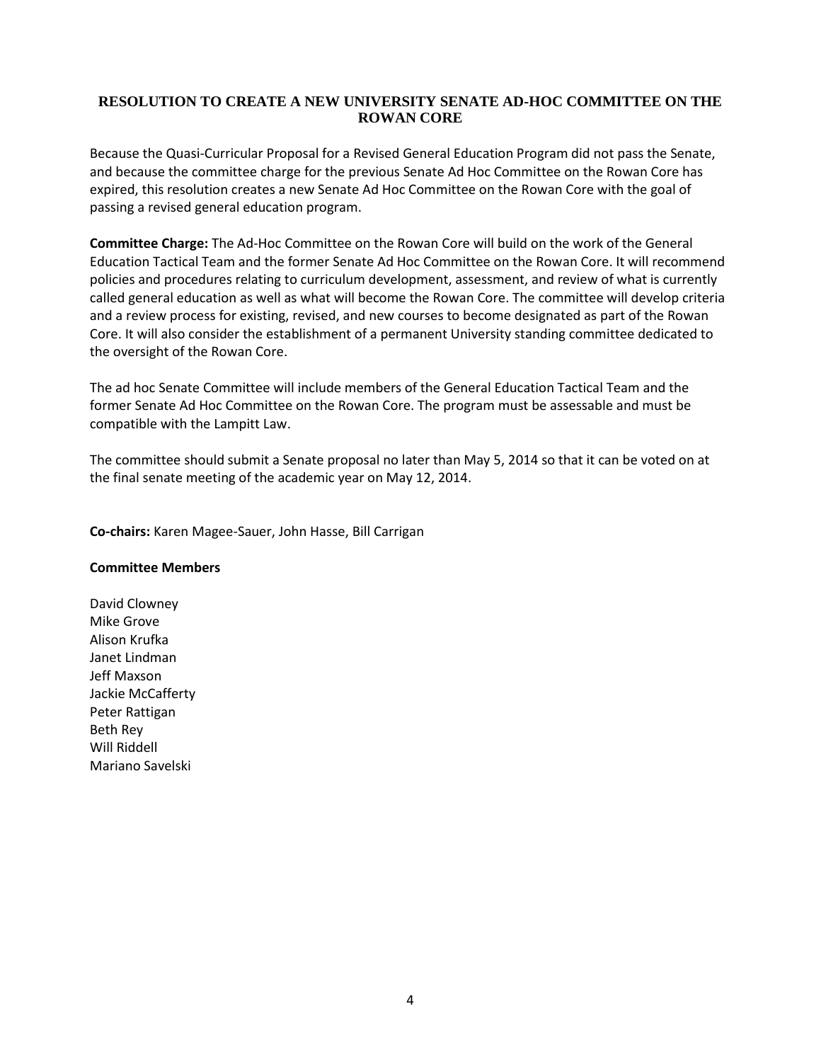## RESOLUTION TO CREATE A NEW UNIVERSITY SENATE AD-HOC COMMITTEE ON THE ROWAN CORE

Because the Quasi-Curricular Proposal for a Revised General Education Program did not pass the Senate, and because the committee charge for the previous Senate Ad Hoc Committee on the Rowan Core has expired, this resolution creates a new Senate Ad Hoc Committee on the Rowan Core with the goal of passing a revised general education program.

**Committee Charge:** The Ad-Hoc Committee on the Rowan Core will build on the work of the General Education Tactical Team and the former Senate Ad Hoc Committee on the Rowan Core. It will recommend policies and procedures relating to curriculum development, assessment, and review of what is currently called general education as well as what will become the Rowan Core. The committee will develop criteria and a review process for existing, revised, and new courses to become designated as part of the Rowan Core. It will also consider the establishment of a permanent University standing committee dedicated to the oversight of the Rowan Core.

The ad hoc Senate Committee will include members of the General Education Tactical Team and the former Senate Ad Hoc Committee on the Rowan Core. The program must be assessable and must be compatible with the Lampitt Law.

The committee should submit a Senate proposal no later than May 5, 2014 so that it can be voted on at the final senate meeting of the academic year on May 12, 2014.

**Co-chairs:** Karen Magee-Sauer, John Hasse, Bill Carrigan

**Committee Members**

David Clowney
Mike Grove
Alison Krufka
Janet Lindman
Jeff Maxson
Jackie McCafferty
Peter Rattigan
Beth Rey
Will Riddell
Mariano Savelski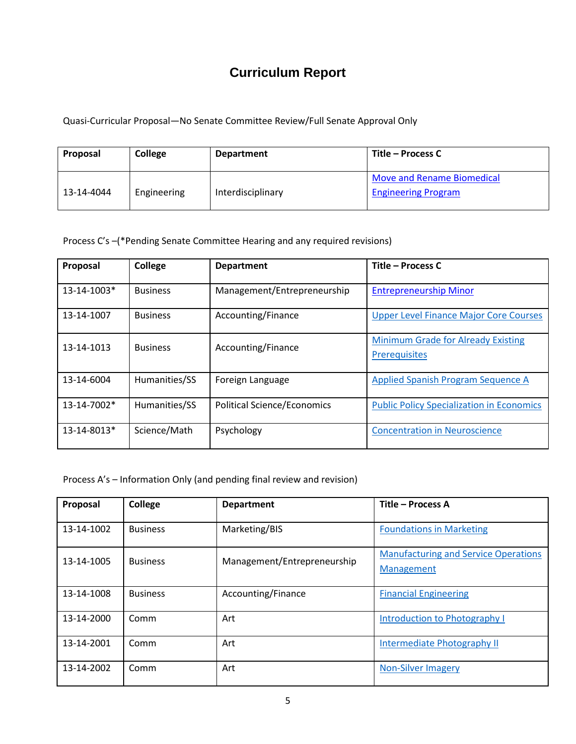# Curriculum Report

Quasi-Curricular Proposal—No Senate Committee Review/Full Senate Approval Only

| Proposal | College | Department | Title – Process C |
|---|---|---|---|
| 13-14-4044 | Engineering | Interdisciplinary | Move and Rename Biomedical Engineering Program |

Process C's –(*Pending Senate Committee Hearing and any required revisions)

| Proposal | College | Department | Title – Process C |
|---|---|---|---|
| 13-14-1003* | Business | Management/Entrepreneurship | Entrepreneurship Minor |
| 13-14-1007 | Business | Accounting/Finance | Upper Level Finance Major Core Courses |
| 13-14-1013 | Business | Accounting/Finance | Minimum Grade for Already Existing Prerequisites |
| 13-14-6004 | Humanities/SS | Foreign Language | Applied Spanish Program Sequence A |
| 13-14-7002* | Humanities/SS | Political Science/Economics | Public Policy Specialization in Economics |
| 13-14-8013* | Science/Math | Psychology | Concentration in Neuroscience |

Process A's – Information Only (and pending final review and revision)

| Proposal | College | Department | Title – Process A |
|---|---|---|---|
| 13-14-1002 | Business | Marketing/BIS | Foundations in Marketing |
| 13-14-1005 | Business | Management/Entrepreneurship | Manufacturing and Service Operations Management |
| 13-14-1008 | Business | Accounting/Finance | Financial Engineering |
| 13-14-2000 | Comm | Art | Introduction to Photography I |
| 13-14-2001 | Comm | Art | Intermediate Photography II |
| 13-14-2002 | Comm | Art | Non-Silver Imagery |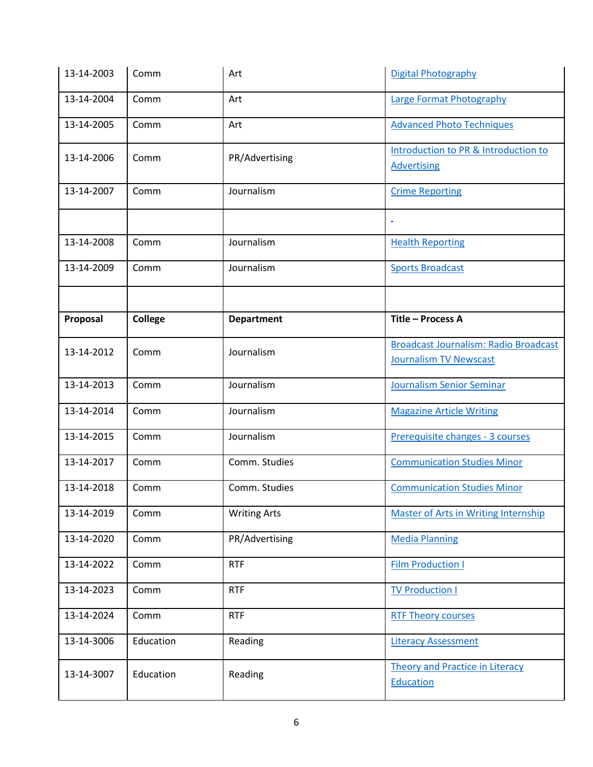| | | | |
|---|---|---|---|
| 13-14-2003 | Comm | Art | Digital Photography |
| 13-14-2004 | Comm | Art | Large Format Photography |
| 13-14-2005 | Comm | Art | Advanced Photo Techniques |
| 13-14-2006 | Comm | PR/Advertising | Introduction to PR & Introduction to Advertising |
| 13-14-2007 | Comm | Journalism | Crime Reporting |
| | | | |
| 13-14-2008 | Comm | Journalism | Health Reporting |
| 13-14-2009 | Comm | Journalism | Sports Broadcast |
| | | | |
| **Proposal** | **College** | **Department** | **Title – Process A** |
| 13-14-2012 | Comm | Journalism | Broadcast Journalism: Radio Broadcast Journalism TV Newscast |
| 13-14-2013 | Comm | Journalism | Journalism Senior Seminar |
| 13-14-2014 | Comm | Journalism | Magazine Article Writing |
| 13-14-2015 | Comm | Journalism | Prerequisite changes - 3 courses |
| 13-14-2017 | Comm | Comm. Studies | Communication Studies Minor |
| 13-14-2018 | Comm | Comm. Studies | Communication Studies Minor |
| 13-14-2019 | Comm | Writing Arts | Master of Arts in Writing Internship |
| 13-14-2020 | Comm | PR/Advertising | Media Planning |
| 13-14-2022 | Comm | RTF | Film Production I |
| 13-14-2023 | Comm | RTF | TV Production I |
| 13-14-2024 | Comm | RTF | RTF Theory courses |
| 13-14-3006 | Education | Reading | Literacy Assessment |
| 13-14-3007 | Education | Reading | Theory and Practice in Literacy Education |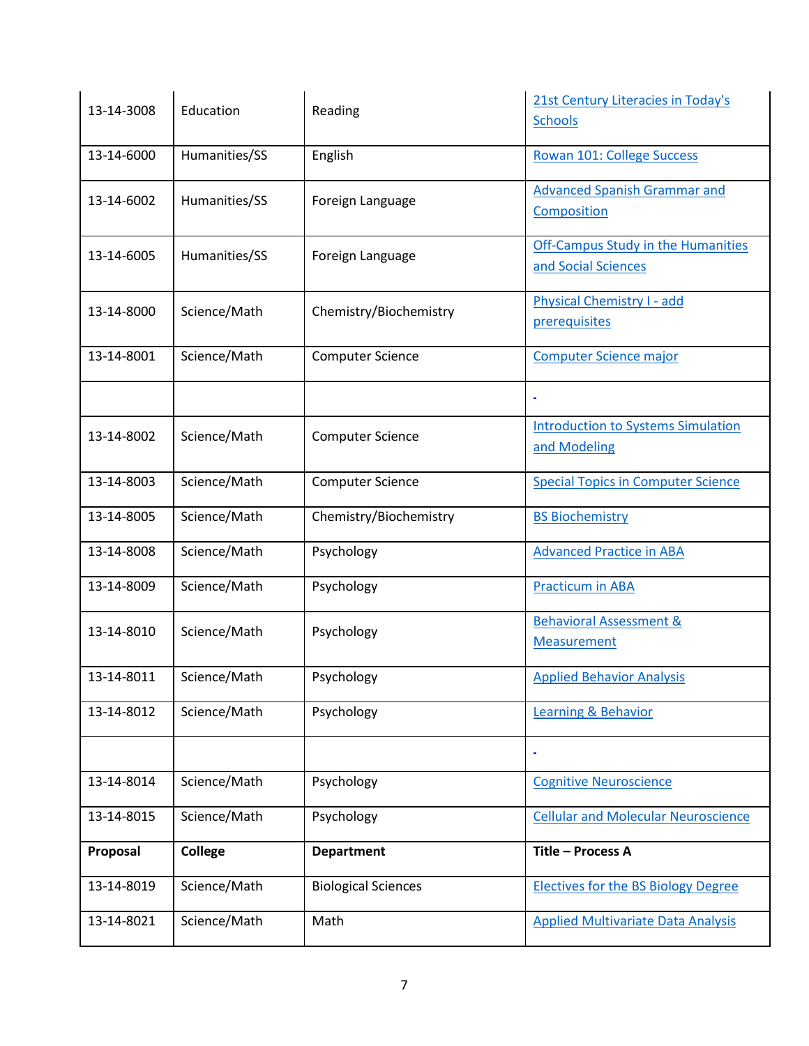| 13-14-3008 | Education | Reading | 21st Century Literacies in Today's Schools |
|---|---|---|---|
| 13-14-6000 | Humanities/SS | English | Rowan 101: College Success |
| 13-14-6002 | Humanities/SS | Foreign Language | Advanced Spanish Grammar and Composition |
| 13-14-6005 | Humanities/SS | Foreign Language | Off-Campus Study in the Humanities and Social Sciences |
| 13-14-8000 | Science/Math | Chemistry/Biochemistry | Physical Chemistry I - add prerequisites |
| 13-14-8001 | Science/Math | Computer Science | Computer Science major |
| | | | . |
| 13-14-8002 | Science/Math | Computer Science | Introduction to Systems Simulation and Modeling |
| 13-14-8003 | Science/Math | Computer Science | Special Topics in Computer Science |
| 13-14-8005 | Science/Math | Chemistry/Biochemistry | BS Biochemistry |
| 13-14-8008 | Science/Math | Psychology | Advanced Practice in ABA |
| 13-14-8009 | Science/Math | Psychology | Practicum in ABA |
| 13-14-8010 | Science/Math | Psychology | Behavioral Assessment & Measurement |
| 13-14-8011 | Science/Math | Psychology | Applied Behavior Analysis |
| 13-14-8012 | Science/Math | Psychology | Learning & Behavior |
| | | | . |
| 13-14-8014 | Science/Math | Psychology | Cognitive Neuroscience |
| 13-14-8015 | Science/Math | Psychology | Cellular and Molecular Neuroscience |
| **Proposal** | **College** | **Department** | **Title – Process A** |
| 13-14-8019 | Science/Math | Biological Sciences | Electives for the BS Biology Degree |
| 13-14-8021 | Science/Math | Math | Applied Multivariate Data Analysis |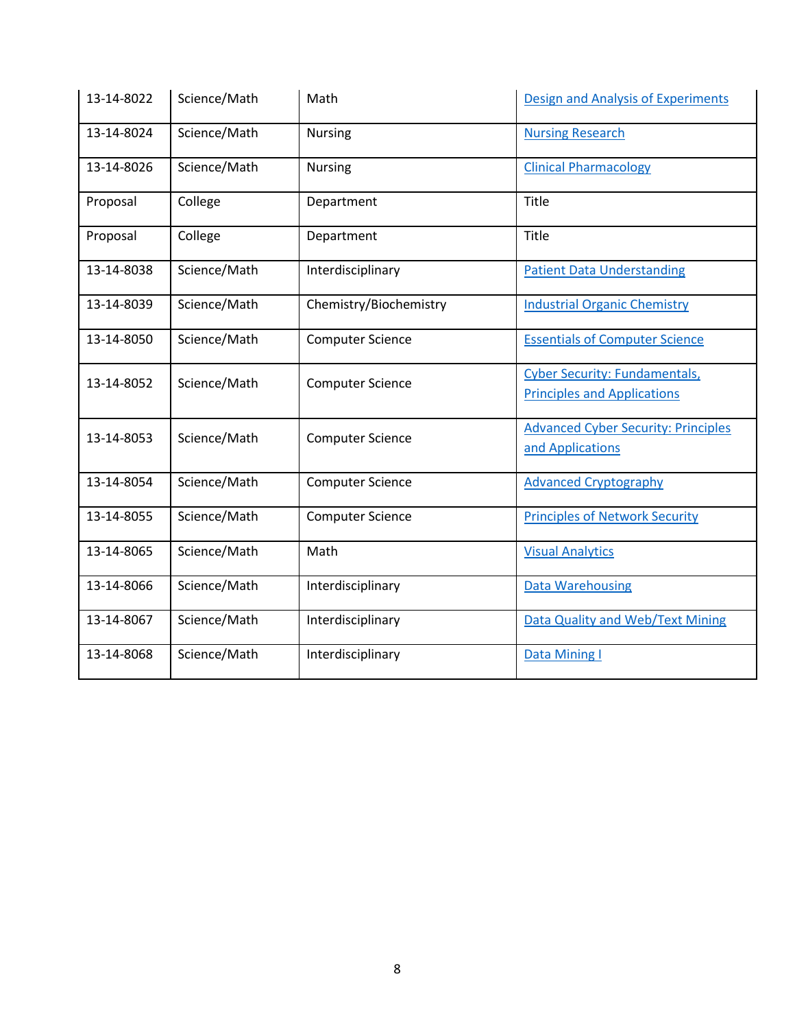| 13-14-8022 | Science/Math | Math | Design and Analysis of Experiments |
|---|---|---|---|
| 13-14-8024 | Science/Math | Nursing | Nursing Research |
| 13-14-8026 | Science/Math | Nursing | Clinical Pharmacology |
| Proposal | College | Department | Title |
| Proposal | College | Department | Title |
| 13-14-8038 | Science/Math | Interdisciplinary | Patient Data Understanding |
| 13-14-8039 | Science/Math | Chemistry/Biochemistry | Industrial Organic Chemistry |
| 13-14-8050 | Science/Math | Computer Science | Essentials of Computer Science |
| 13-14-8052 | Science/Math | Computer Science | Cyber Security: Fundamentals, Principles and Applications |
| 13-14-8053 | Science/Math | Computer Science | Advanced Cyber Security: Principles and Applications |
| 13-14-8054 | Science/Math | Computer Science | Advanced Cryptography |
| 13-14-8055 | Science/Math | Computer Science | Principles of Network Security |
| 13-14-8065 | Science/Math | Math | Visual Analytics |
| 13-14-8066 | Science/Math | Interdisciplinary | Data Warehousing |
| 13-14-8067 | Science/Math | Interdisciplinary | Data Quality and Web/Text Mining |
| 13-14-8068 | Science/Math | Interdisciplinary | Data Mining I |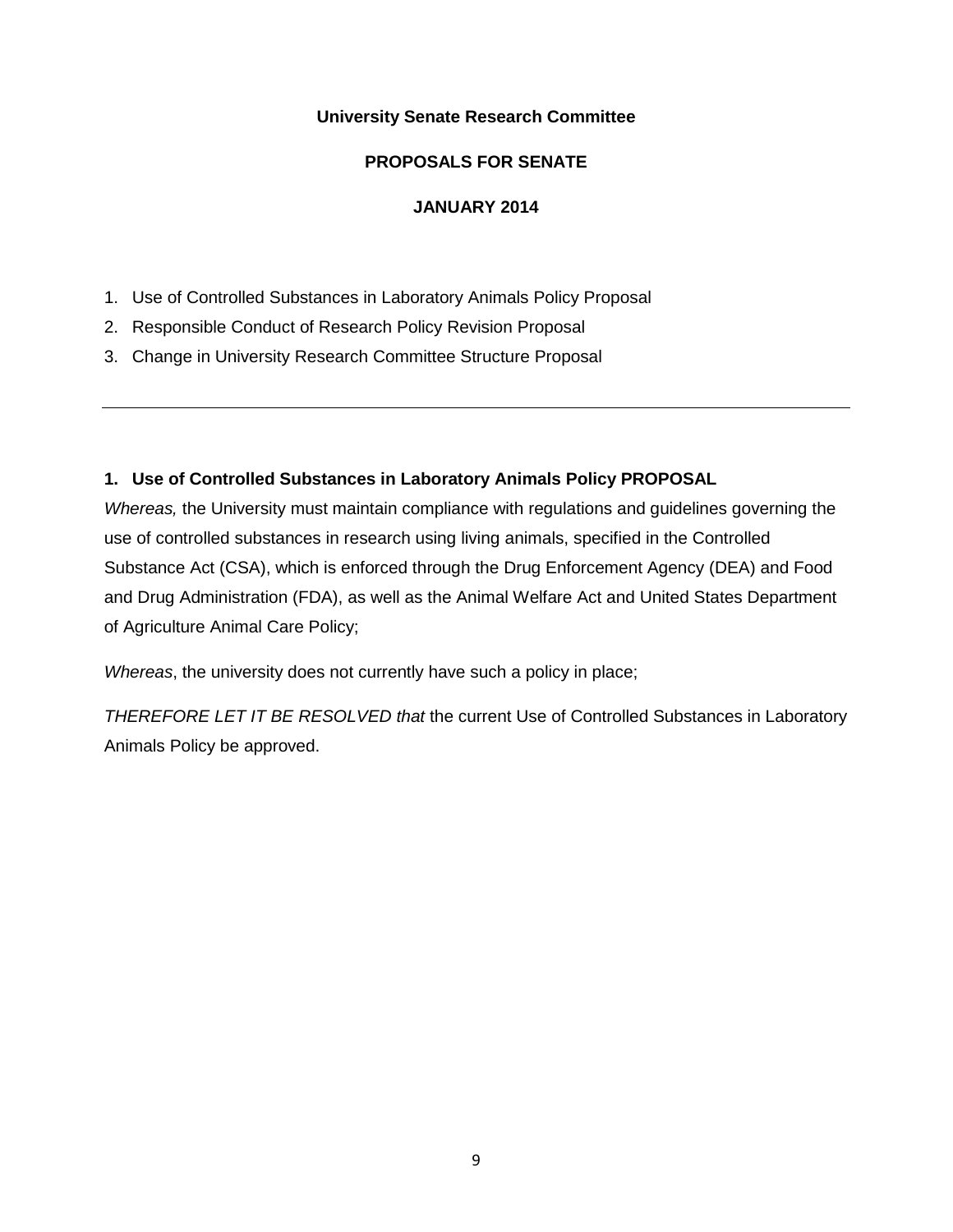**University Senate Research Committee**

**PROPOSALS FOR SENATE**

**JANUARY 2014**

1. Use of Controlled Substances in Laboratory Animals Policy Proposal
2. Responsible Conduct of Research Policy Revision Proposal
3. Change in University Research Committee Structure Proposal

---

## 1. Use of Controlled Substances in Laboratory Animals Policy PROPOSAL

*Whereas,* the University must maintain compliance with regulations and guidelines governing the use of controlled substances in research using living animals, specified in the Controlled Substance Act (CSA), which is enforced through the Drug Enforcement Agency (DEA) and Food and Drug Administration (FDA), as well as the Animal Welfare Act and United States Department of Agriculture Animal Care Policy;

*Whereas*, the university does not currently have such a policy in place;

*THEREFORE LET IT BE RESOLVED that* the current Use of Controlled Substances in Laboratory Animals Policy be approved.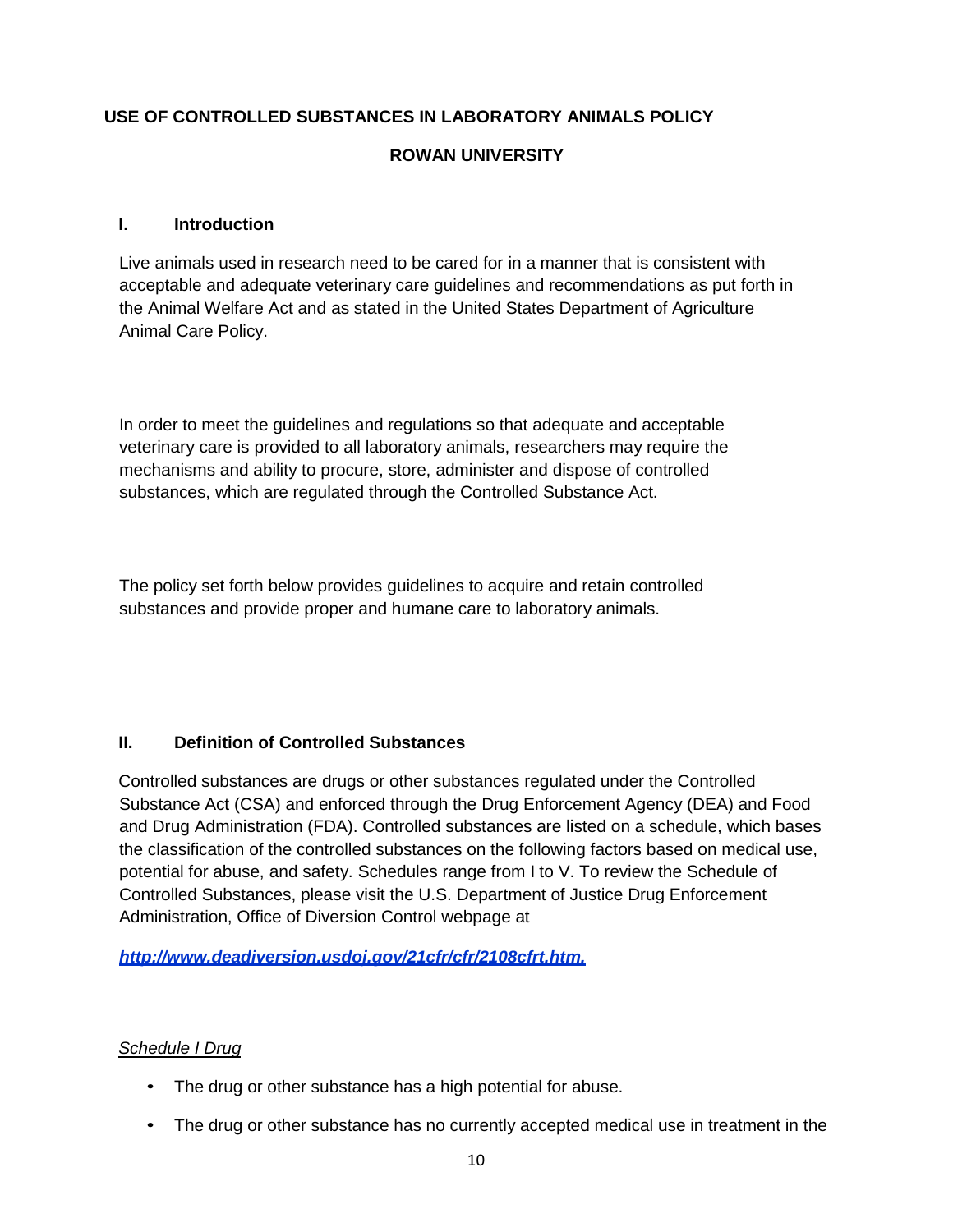**USE OF CONTROLLED SUBSTANCES IN LABORATORY ANIMALS POLICY**

**ROWAN UNIVERSITY**

## I. Introduction

Live animals used in research need to be cared for in a manner that is consistent with acceptable and adequate veterinary care guidelines and recommendations as put forth in the Animal Welfare Act and as stated in the United States Department of Agriculture Animal Care Policy.

In order to meet the guidelines and regulations so that adequate and acceptable veterinary care is provided to all laboratory animals, researchers may require the mechanisms and ability to procure, store, administer and dispose of controlled substances, which are regulated through the Controlled Substance Act.

The policy set forth below provides guidelines to acquire and retain controlled substances and provide proper and humane care to laboratory animals.

## II. Definition of Controlled Substances

Controlled substances are drugs or other substances regulated under the Controlled Substance Act (CSA) and enforced through the Drug Enforcement Agency (DEA) and Food and Drug Administration (FDA). Controlled substances are listed on a schedule, which bases the classification of the controlled substances on the following factors based on medical use, potential for abuse, and safety. Schedules range from I to V. To review the Schedule of Controlled Substances, please visit the U.S. Department of Justice Drug Enforcement Administration, Office of Diversion Control webpage at

***http://www.deadiversion.usdoj.gov/21cfr/cfr/2108cfrt.htm.***

*Schedule I Drug*

- The drug or other substance has a high potential for abuse.
- The drug or other substance has no currently accepted medical use in treatment in the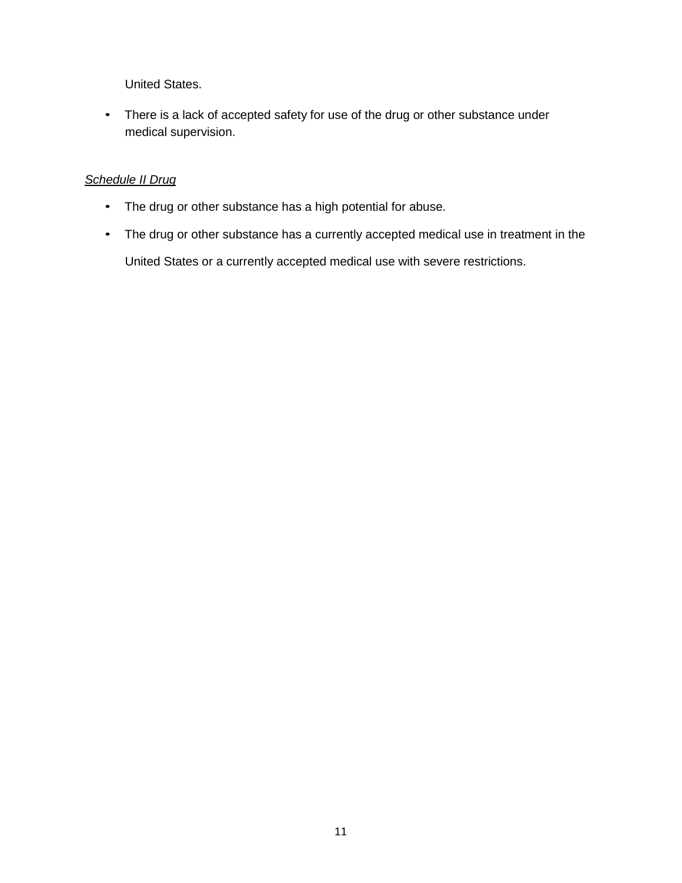United States.

- There is a lack of accepted safety for use of the drug or other substance under medical supervision.

*Schedule II Drug*

- The drug or other substance has a high potential for abuse.
- The drug or other substance has a currently accepted medical use in treatment in the United States or a currently accepted medical use with severe restrictions.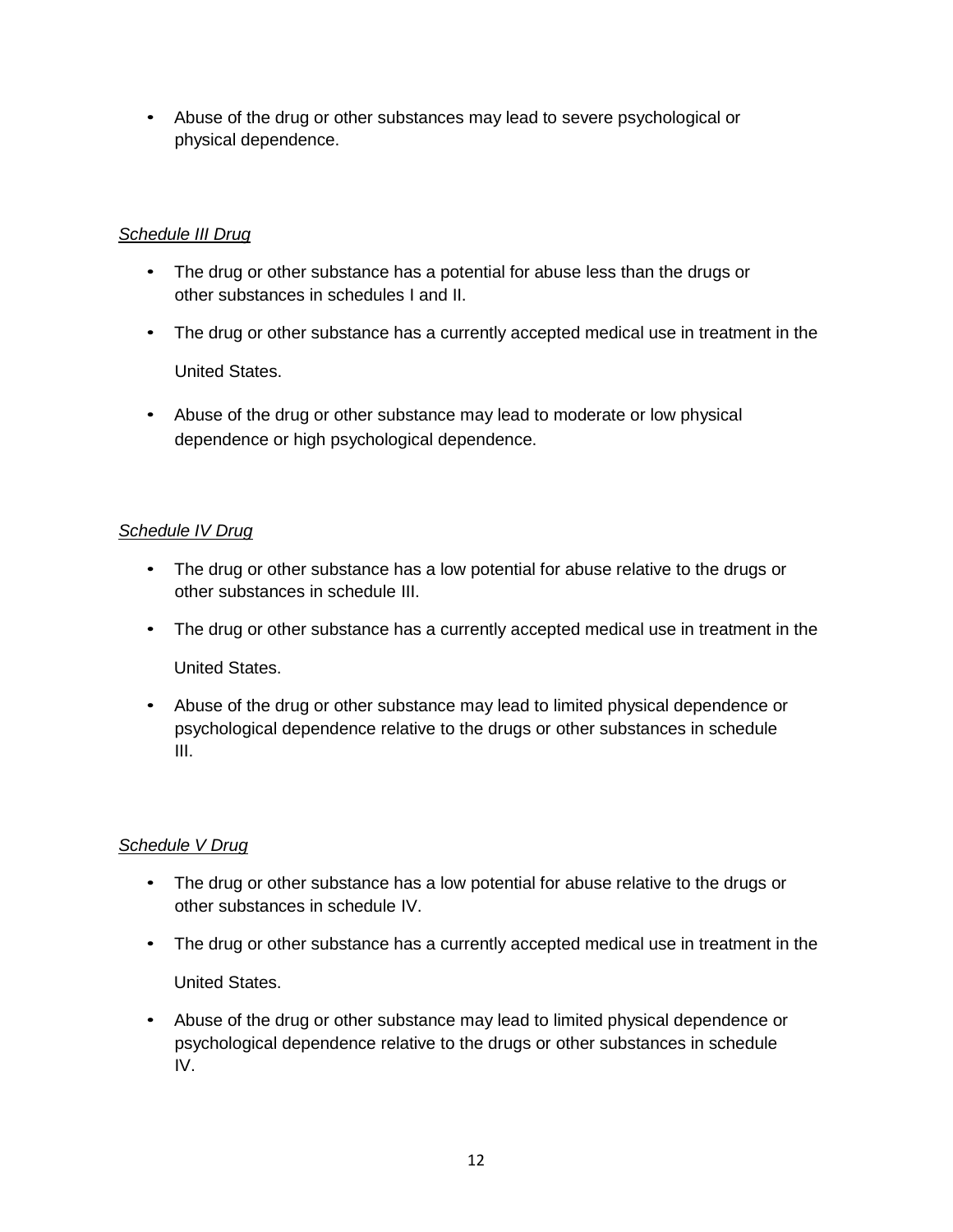- Abuse of the drug or other substances may lead to severe psychological or physical dependence.

*Schedule III Drug*

- The drug or other substance has a potential for abuse less than the drugs or other substances in schedules I and II.
- The drug or other substance has a currently accepted medical use in treatment in the United States.
- Abuse of the drug or other substance may lead to moderate or low physical dependence or high psychological dependence.

*Schedule IV Drug*

- The drug or other substance has a low potential for abuse relative to the drugs or other substances in schedule III.
- The drug or other substance has a currently accepted medical use in treatment in the United States.
- Abuse of the drug or other substance may lead to limited physical dependence or psychological dependence relative to the drugs or other substances in schedule III.

*Schedule V Drug*

- The drug or other substance has a low potential for abuse relative to the drugs or other substances in schedule IV.
- The drug or other substance has a currently accepted medical use in treatment in the United States.
- Abuse of the drug or other substance may lead to limited physical dependence or psychological dependence relative to the drugs or other substances in schedule IV.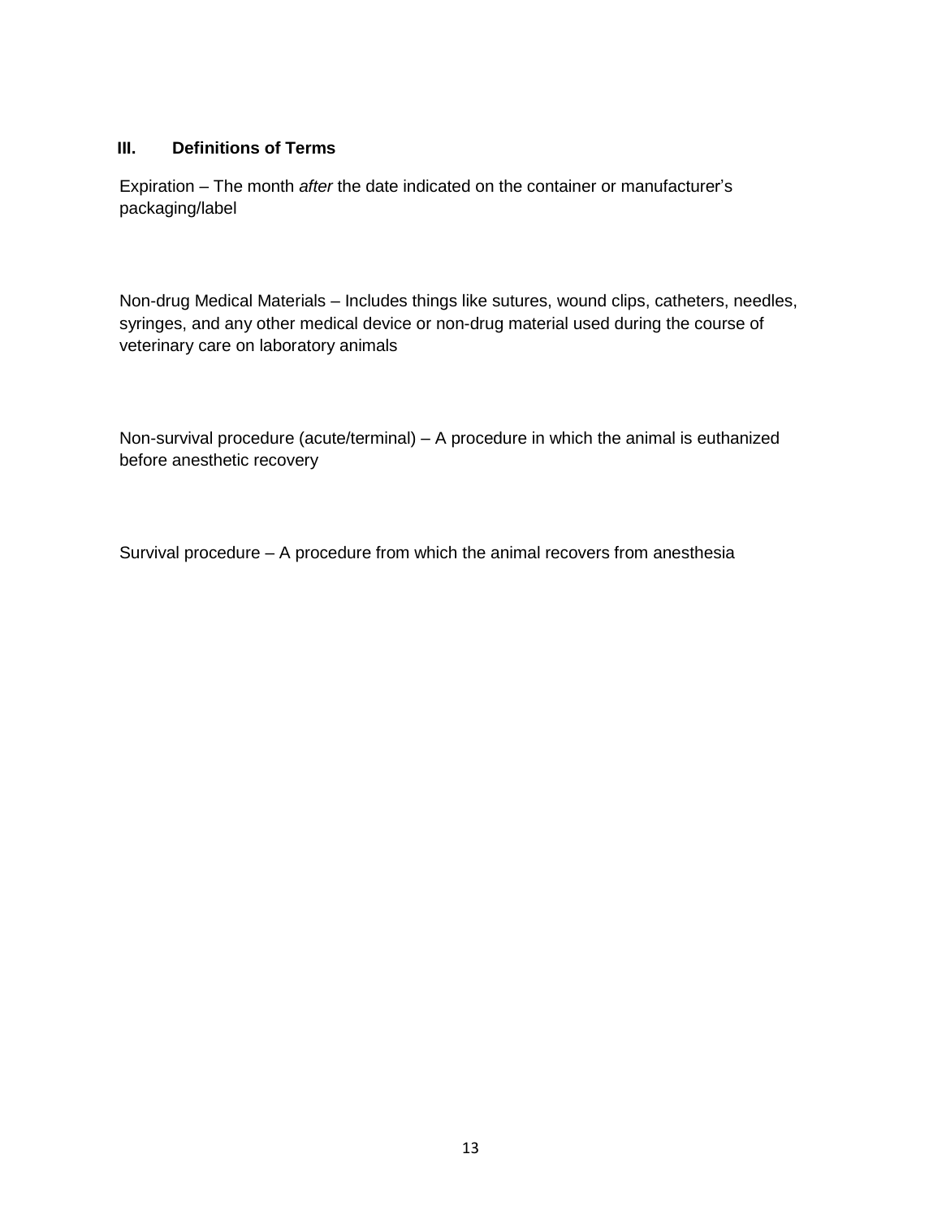## III. Definitions of Terms

Expiration – The month *after* the date indicated on the container or manufacturer's packaging/label

Non-drug Medical Materials – Includes things like sutures, wound clips, catheters, needles, syringes, and any other medical device or non-drug material used during the course of veterinary care on laboratory animals

Non-survival procedure (acute/terminal) – A procedure in which the animal is euthanized before anesthetic recovery

Survival procedure – A procedure from which the animal recovers from anesthesia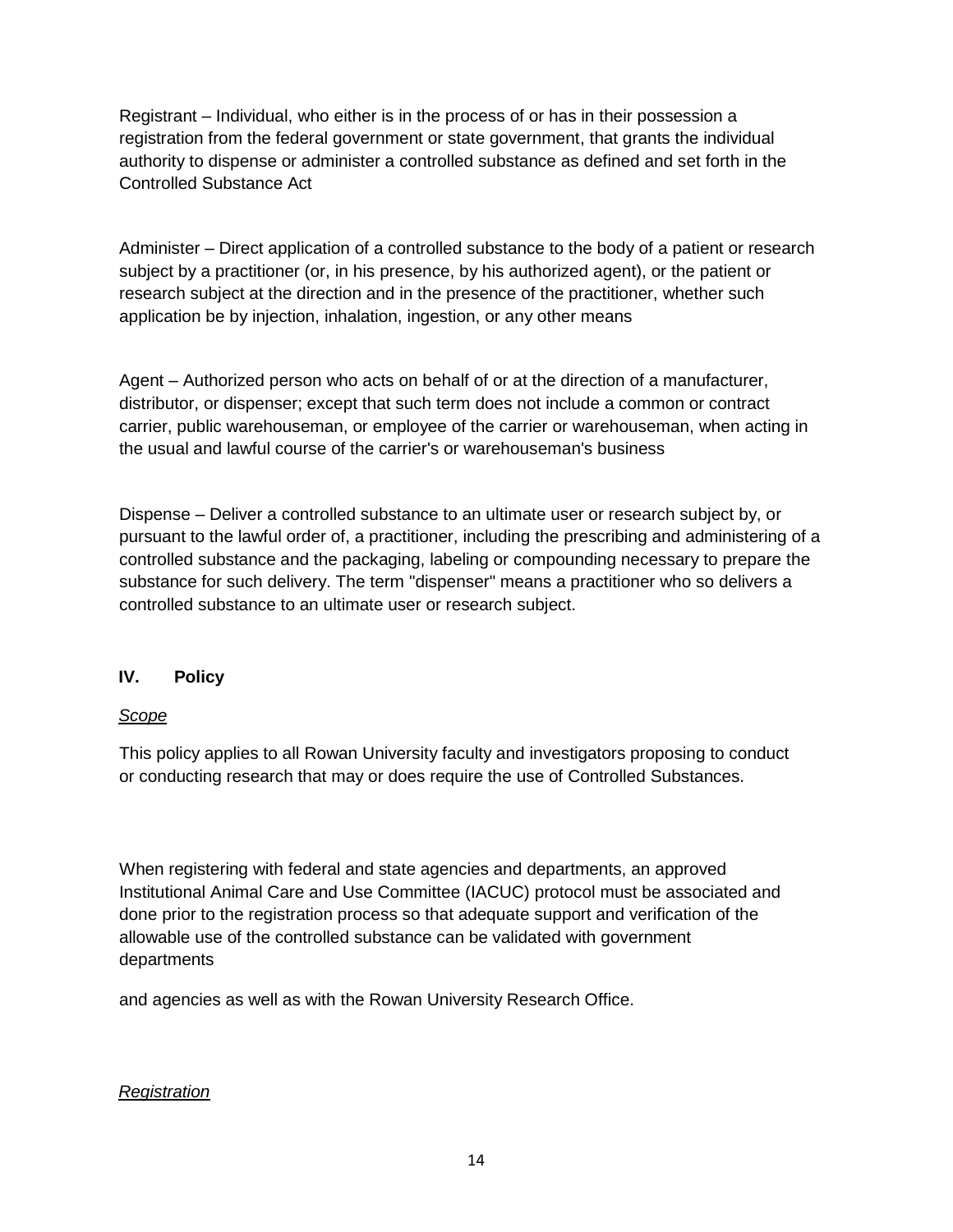Registrant – Individual, who either is in the process of or has in their possession a registration from the federal government or state government, that grants the individual authority to dispense or administer a controlled substance as defined and set forth in the Controlled Substance Act

Administer – Direct application of a controlled substance to the body of a patient or research subject by a practitioner (or, in his presence, by his authorized agent), or the patient or research subject at the direction and in the presence of the practitioner, whether such application be by injection, inhalation, ingestion, or any other means

Agent – Authorized person who acts on behalf of or at the direction of a manufacturer, distributor, or dispenser; except that such term does not include a common or contract carrier, public warehouseman, or employee of the carrier or warehouseman, when acting in the usual and lawful course of the carrier's or warehouseman's business

Dispense – Deliver a controlled substance to an ultimate user or research subject by, or pursuant to the lawful order of, a practitioner, including the prescribing and administering of a controlled substance and the packaging, labeling or compounding necessary to prepare the substance for such delivery. The term "dispenser" means a practitioner who so delivers a controlled substance to an ultimate user or research subject.

## IV. Policy

*Scope*

This policy applies to all Rowan University faculty and investigators proposing to conduct or conducting research that may or does require the use of Controlled Substances.

When registering with federal and state agencies and departments, an approved Institutional Animal Care and Use Committee (IACUC) protocol must be associated and done prior to the registration process so that adequate support and verification of the allowable use of the controlled substance can be validated with government departments

and agencies as well as with the Rowan University Research Office.

*Registration*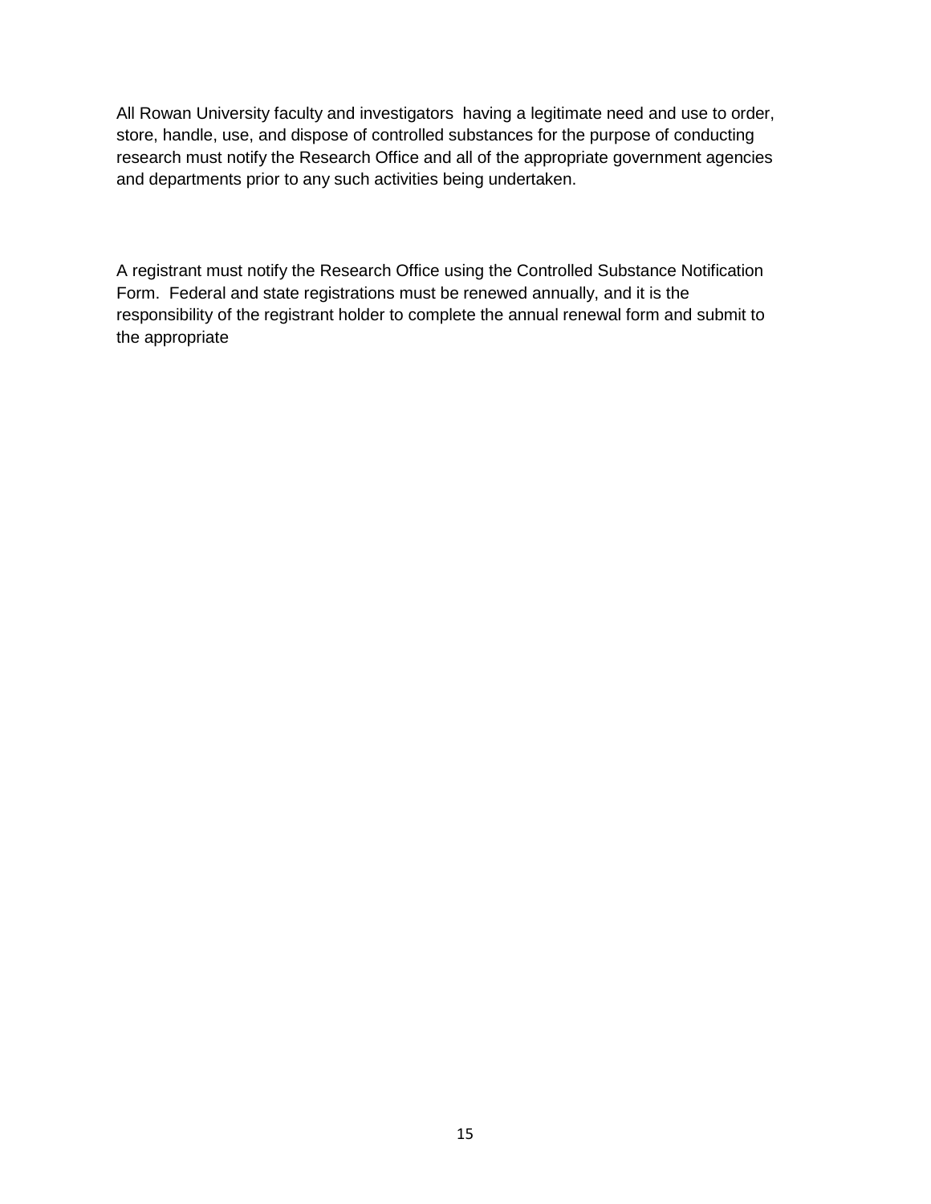All Rowan University faculty and investigators having a legitimate need and use to order, store, handle, use, and dispose of controlled substances for the purpose of conducting research must notify the Research Office and all of the appropriate government agencies and departments prior to any such activities being undertaken.

A registrant must notify the Research Office using the Controlled Substance Notification Form. Federal and state registrations must be renewed annually, and it is the responsibility of the registrant holder to complete the annual renewal form and submit to the appropriate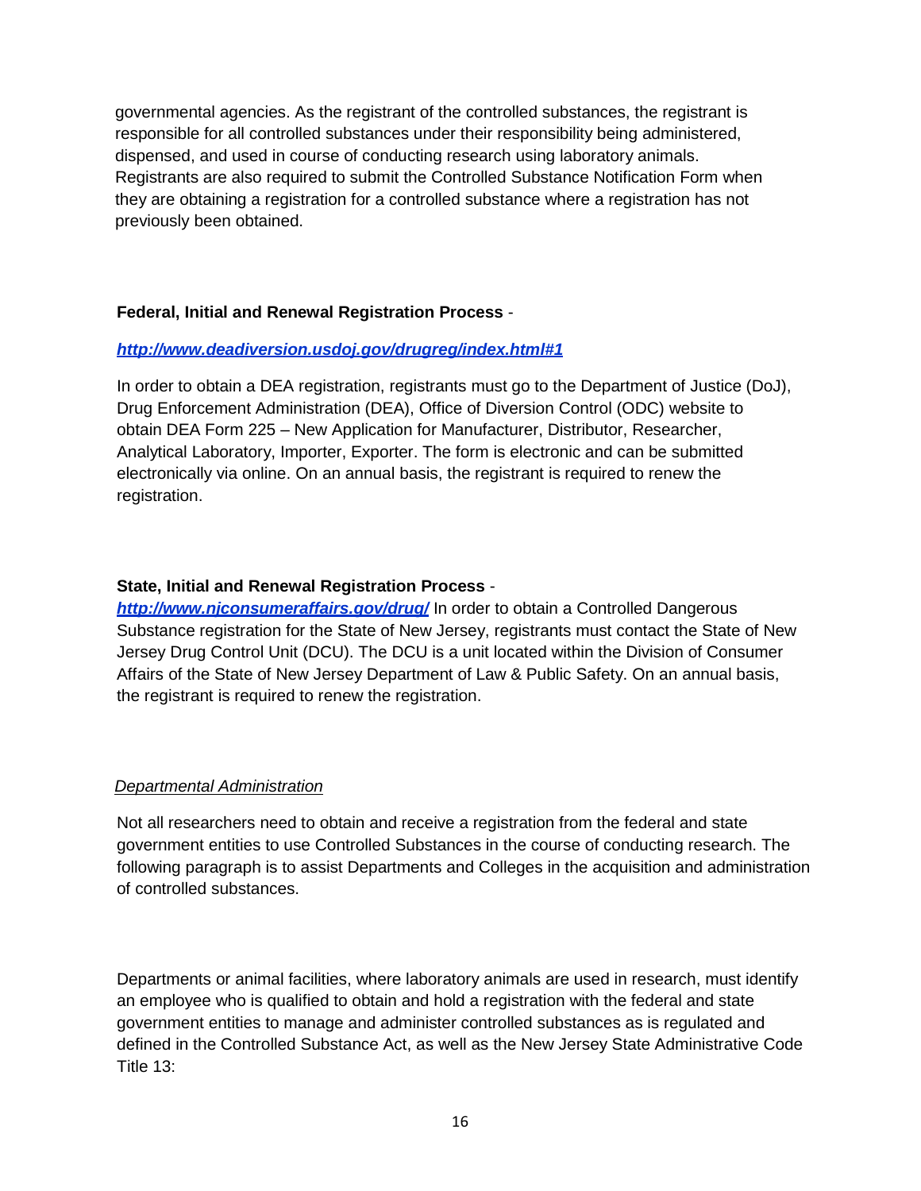governmental agencies. As the registrant of the controlled substances, the registrant is responsible for all controlled substances under their responsibility being administered, dispensed, and used in course of conducting research using laboratory animals. Registrants are also required to submit the Controlled Substance Notification Form when they are obtaining a registration for a controlled substance where a registration has not previously been obtained.

**Federal, Initial and Renewal Registration Process** -

***http://www.deadiversion.usdoj.gov/drugreg/index.html#1***

In order to obtain a DEA registration, registrants must go to the Department of Justice (DoJ), Drug Enforcement Administration (DEA), Office of Diversion Control (ODC) website to obtain DEA Form 225 – New Application for Manufacturer, Distributor, Researcher, Analytical Laboratory, Importer, Exporter. The form is electronic and can be submitted electronically via online. On an annual basis, the registrant is required to renew the registration.

**State, Initial and Renewal Registration Process** -

***http://www.njconsumeraffairs.gov/drug/*** In order to obtain a Controlled Dangerous Substance registration for the State of New Jersey, registrants must contact the State of New Jersey Drug Control Unit (DCU). The DCU is a unit located within the Division of Consumer Affairs of the State of New Jersey Department of Law & Public Safety. On an annual basis, the registrant is required to renew the registration.

*Departmental Administration*

Not all researchers need to obtain and receive a registration from the federal and state government entities to use Controlled Substances in the course of conducting research. The following paragraph is to assist Departments and Colleges in the acquisition and administration of controlled substances.

Departments or animal facilities, where laboratory animals are used in research, must identify an employee who is qualified to obtain and hold a registration with the federal and state government entities to manage and administer controlled substances as is regulated and defined in the Controlled Substance Act, as well as the New Jersey State Administrative Code Title 13: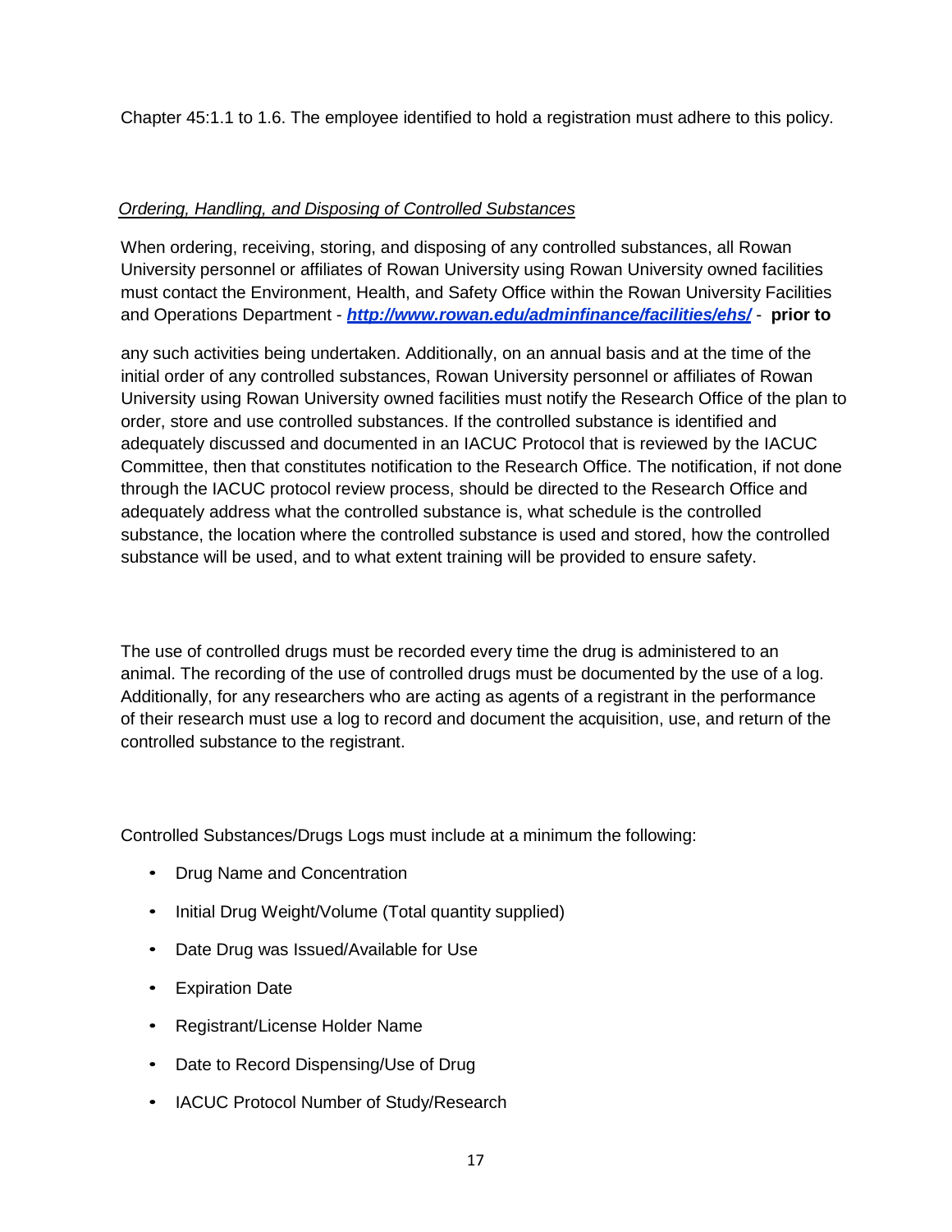Chapter 45:1.1 to 1.6. The employee identified to hold a registration must adhere to this policy.

*Ordering, Handling, and Disposing of Controlled Substances*

When ordering, receiving, storing, and disposing of any controlled substances, all Rowan University personnel or affiliates of Rowan University using Rowan University owned facilities must contact the Environment, Health, and Safety Office within the Rowan University Facilities and Operations Department - ***http://www.rowan.edu/adminfinance/facilities/ehs/*** - **prior to** any such activities being undertaken. Additionally, on an annual basis and at the time of the initial order of any controlled substances, Rowan University personnel or affiliates of Rowan University using Rowan University owned facilities must notify the Research Office of the plan to order, store and use controlled substances. If the controlled substance is identified and adequately discussed and documented in an IACUC Protocol that is reviewed by the IACUC Committee, then that constitutes notification to the Research Office. The notification, if not done through the IACUC protocol review process, should be directed to the Research Office and adequately address what the controlled substance is, what schedule is the controlled substance, the location where the controlled substance is used and stored, how the controlled substance will be used, and to what extent training will be provided to ensure safety.

The use of controlled drugs must be recorded every time the drug is administered to an animal. The recording of the use of controlled drugs must be documented by the use of a log. Additionally, for any researchers who are acting as agents of a registrant in the performance of their research must use a log to record and document the acquisition, use, and return of the controlled substance to the registrant.

Controlled Substances/Drugs Logs must include at a minimum the following:

- Drug Name and Concentration
- Initial Drug Weight/Volume (Total quantity supplied)
- Date Drug was Issued/Available for Use
- Expiration Date
- Registrant/License Holder Name
- Date to Record Dispensing/Use of Drug
- IACUC Protocol Number of Study/Research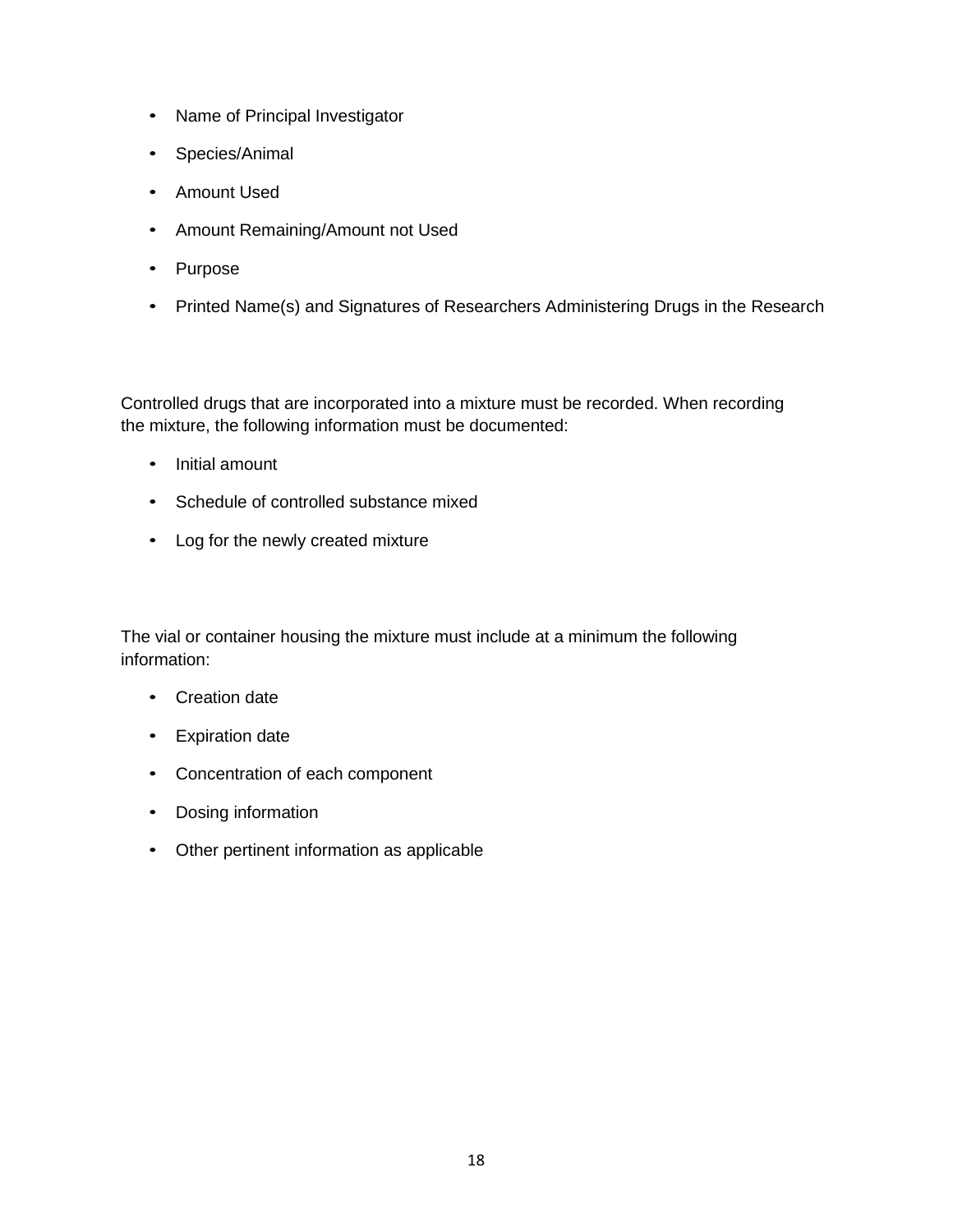- Name of Principal Investigator
- Species/Animal
- Amount Used
- Amount Remaining/Amount not Used
- Purpose
- Printed Name(s) and Signatures of Researchers Administering Drugs in the Research

Controlled drugs that are incorporated into a mixture must be recorded. When recording the mixture, the following information must be documented:

- Initial amount
- Schedule of controlled substance mixed
- Log for the newly created mixture

The vial or container housing the mixture must include at a minimum the following information:

- Creation date
- Expiration date
- Concentration of each component
- Dosing information
- Other pertinent information as applicable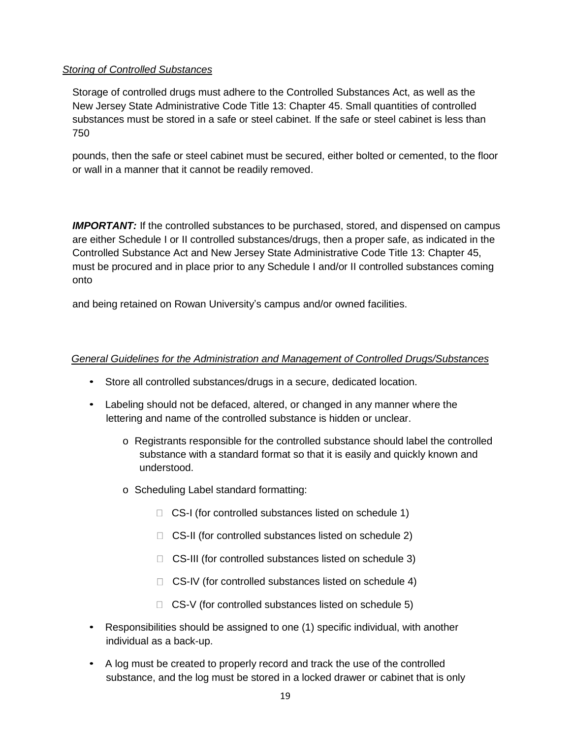*Storing of Controlled Substances*

Storage of controlled drugs must adhere to the Controlled Substances Act, as well as the New Jersey State Administrative Code Title 13: Chapter 45. Small quantities of controlled substances must be stored in a safe or steel cabinet. If the safe or steel cabinet is less than 750 pounds, then the safe or steel cabinet must be secured, either bolted or cemented, to the floor or wall in a manner that it cannot be readily removed.

***IMPORTANT:*** If the controlled substances to be purchased, stored, and dispensed on campus are either Schedule I or II controlled substances/drugs, then a proper safe, as indicated in the Controlled Substance Act and New Jersey State Administrative Code Title 13: Chapter 45, must be procured and in place prior to any Schedule I and/or II controlled substances coming onto and being retained on Rowan University's campus and/or owned facilities.

*General Guidelines for the Administration and Management of Controlled Drugs/Substances*

- Store all controlled substances/drugs in a secure, dedicated location.
- Labeling should not be defaced, altered, or changed in any manner where the lettering and name of the controlled substance is hidden or unclear.
  - Registrants responsible for the controlled substance should label the controlled substance with a standard format so that it is easily and quickly known and understood.
  - Scheduling Label standard formatting:
    - CS-I (for controlled substances listed on schedule 1)
    - CS-II (for controlled substances listed on schedule 2)
    - CS-III (for controlled substances listed on schedule 3)
    - CS-IV (for controlled substances listed on schedule 4)
    - CS-V (for controlled substances listed on schedule 5)
- Responsibilities should be assigned to one (1) specific individual, with another individual as a back-up.
- A log must be created to properly record and track the use of the controlled substance, and the log must be stored in a locked drawer or cabinet that is only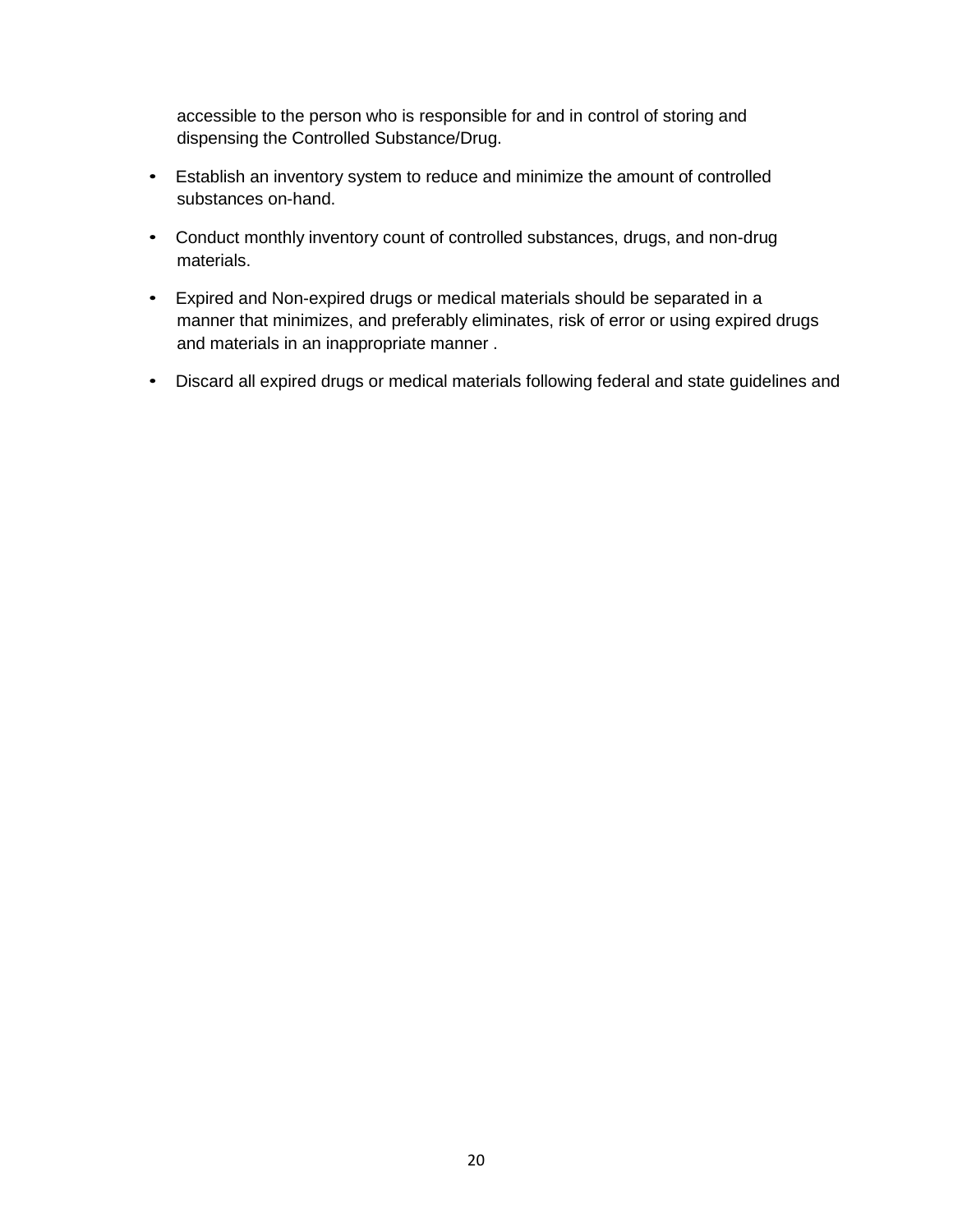accessible to the person who is responsible for and in control of storing and dispensing the Controlled Substance/Drug.

- Establish an inventory system to reduce and minimize the amount of controlled substances on-hand.
- Conduct monthly inventory count of controlled substances, drugs, and non-drug materials.
- Expired and Non-expired drugs or medical materials should be separated in a manner that minimizes, and preferably eliminates, risk of error or using expired drugs and materials in an inappropriate manner .
- Discard all expired drugs or medical materials following federal and state guidelines and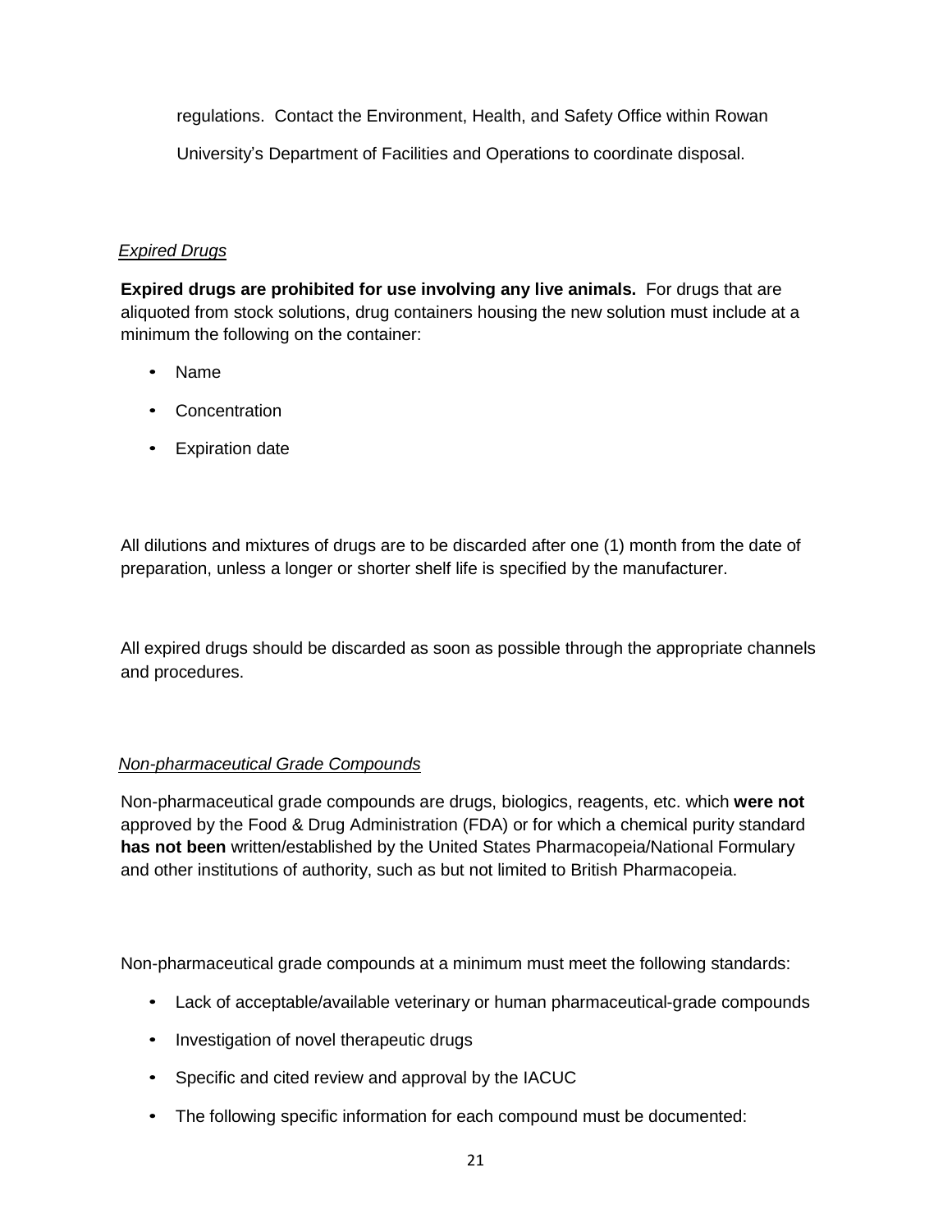regulations. Contact the Environment, Health, and Safety Office within Rowan University's Department of Facilities and Operations to coordinate disposal.

*Expired Drugs*

**Expired drugs are prohibited for use involving any live animals.** For drugs that are aliquoted from stock solutions, drug containers housing the new solution must include at a minimum the following on the container:

- Name
- Concentration
- Expiration date

All dilutions and mixtures of drugs are to be discarded after one (1) month from the date of preparation, unless a longer or shorter shelf life is specified by the manufacturer.

All expired drugs should be discarded as soon as possible through the appropriate channels and procedures.

*Non-pharmaceutical Grade Compounds*

Non-pharmaceutical grade compounds are drugs, biologics, reagents, etc. which **were not** approved by the Food & Drug Administration (FDA) or for which a chemical purity standard **has not been** written/established by the United States Pharmacopeia/National Formulary and other institutions of authority, such as but not limited to British Pharmacopeia.

Non-pharmaceutical grade compounds at a minimum must meet the following standards:

- Lack of acceptable/available veterinary or human pharmaceutical-grade compounds
- Investigation of novel therapeutic drugs
- Specific and cited review and approval by the IACUC
- The following specific information for each compound must be documented: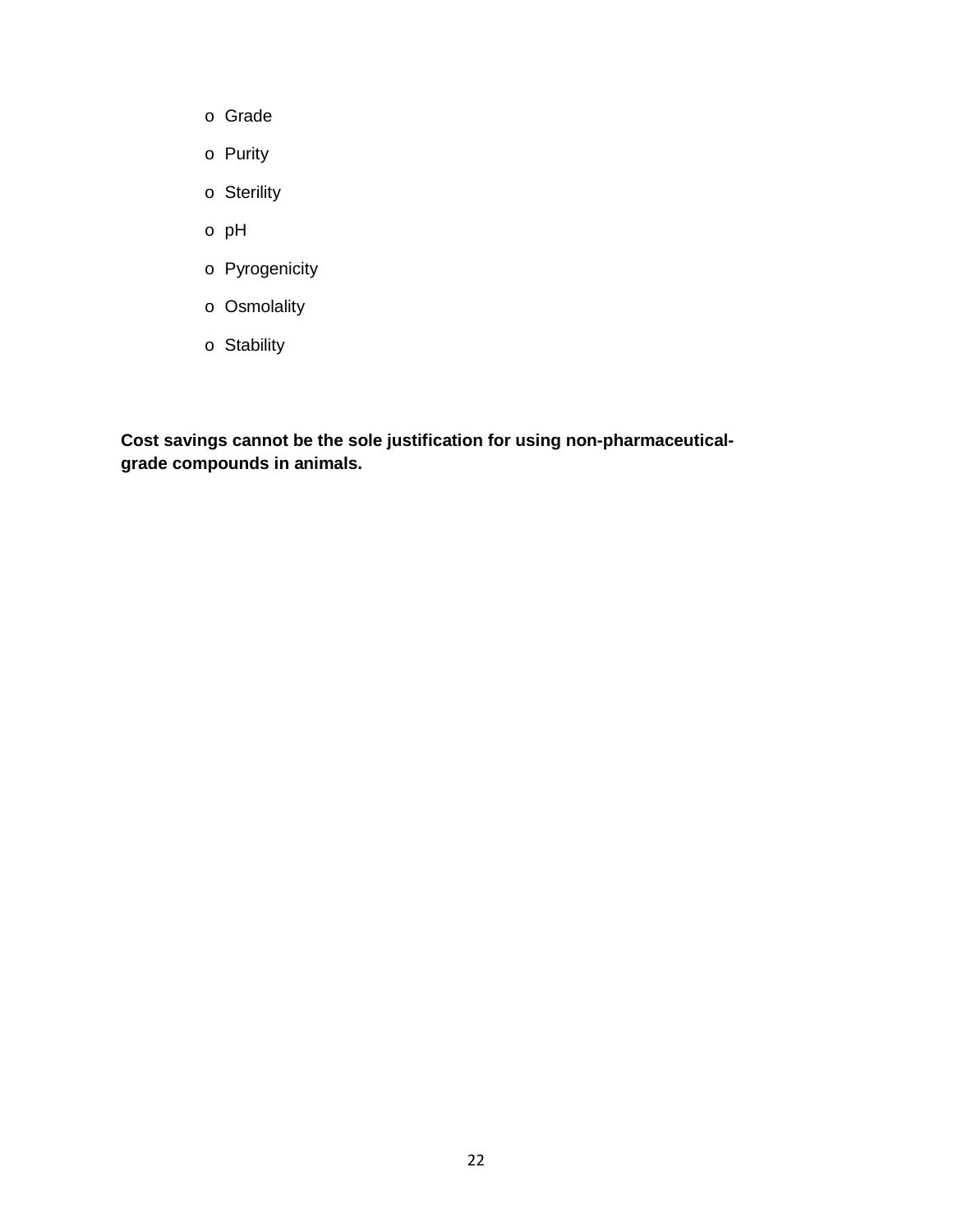- Grade
- Purity
- Sterility
- pH
- Pyrogenicity
- Osmolality
- Stability

**Cost savings cannot be the sole justification for using non-pharmaceutical-grade compounds in animals.**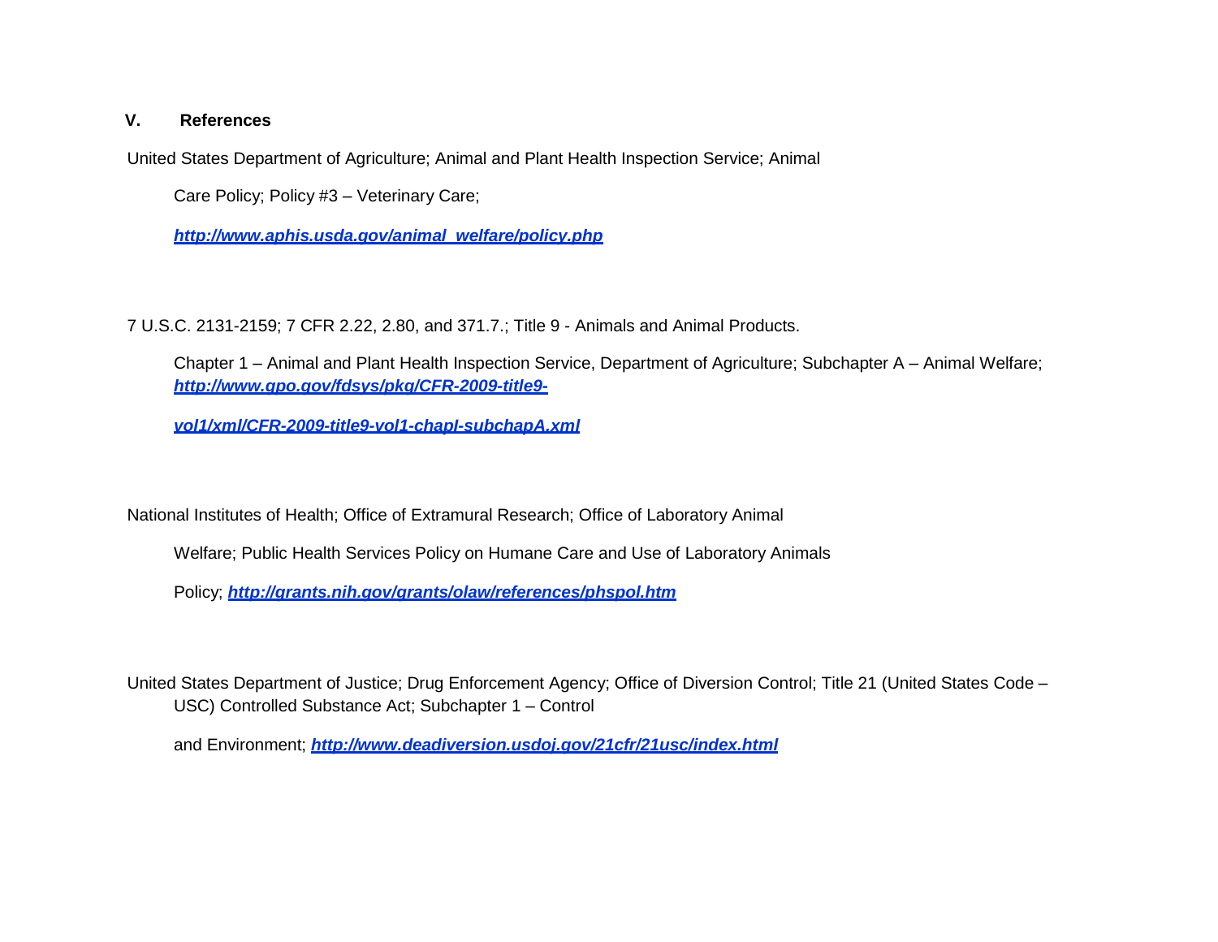## V. References

United States Department of Agriculture; Animal and Plant Health Inspection Service; Animal Care Policy; Policy #3 – Veterinary Care; ***http://www.aphis.usda.gov/animal_welfare/policy.php***

7 U.S.C. 2131-2159; 7 CFR 2.22, 2.80, and 371.7.; Title 9 - Animals and Animal Products. Chapter 1 – Animal and Plant Health Inspection Service, Department of Agriculture; Subchapter A – Animal Welfare; ***http://www.gpo.gov/fdsys/pkg/CFR-2009-title9-vol1/xml/CFR-2009-title9-vol1-chapI-subchapA.xml***

National Institutes of Health; Office of Extramural Research; Office of Laboratory Animal Welfare; Public Health Services Policy on Humane Care and Use of Laboratory Animals Policy; ***http://grants.nih.gov/grants/olaw/references/phspol.htm***

United States Department of Justice; Drug Enforcement Agency; Office of Diversion Control; Title 21 (United States Code – USC) Controlled Substance Act; Subchapter 1 – Control and Environment; ***http://www.deadiversion.usdoj.gov/21cfr/21usc/index.html***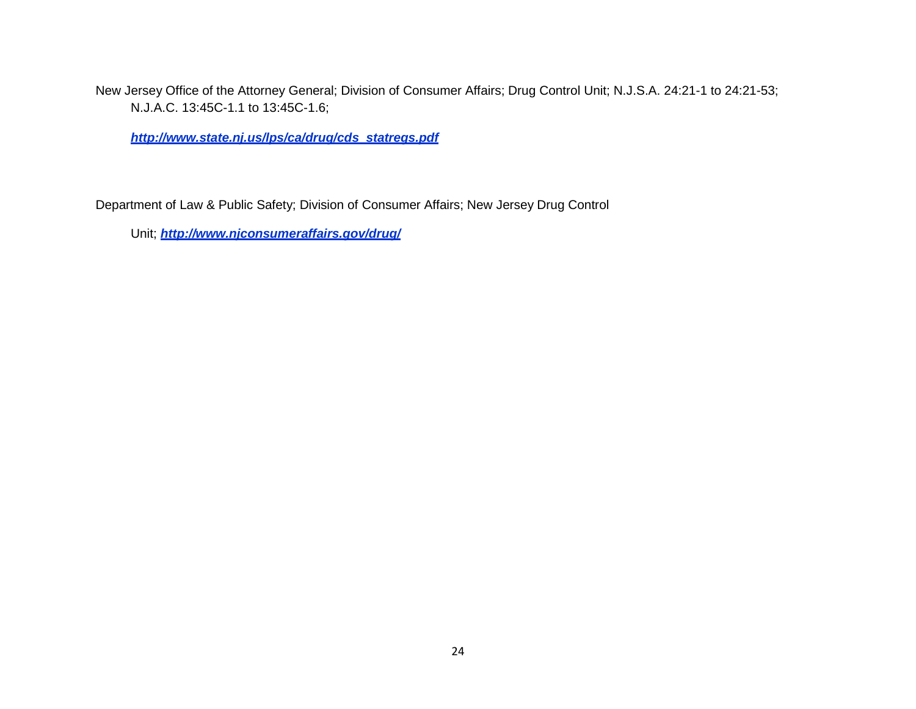New Jersey Office of the Attorney General; Division of Consumer Affairs; Drug Control Unit; N.J.S.A. 24:21-1 to 24:21-53; N.J.A.C. 13:45C-1.1 to 13:45C-1.6;

***http://www.state.nj.us/lps/ca/drug/cds_statregs.pdf***

Department of Law & Public Safety; Division of Consumer Affairs; New Jersey Drug Control Unit; ***http://www.njconsumeraffairs.gov/drug/***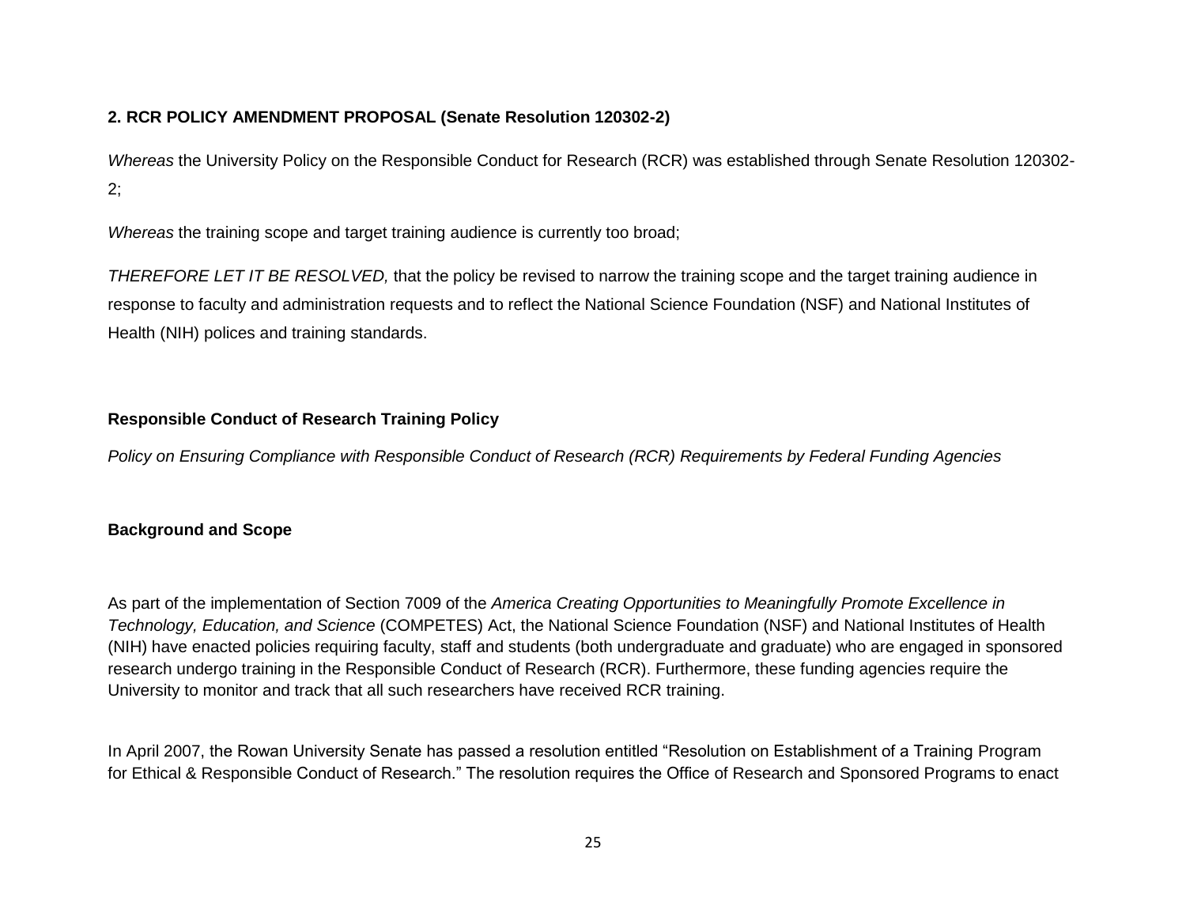**2. RCR POLICY AMENDMENT PROPOSAL (Senate Resolution 120302-2)**

*Whereas* the University Policy on the Responsible Conduct for Research (RCR) was established through Senate Resolution 120302-2;

*Whereas* the training scope and target training audience is currently too broad;

*THEREFORE LET IT BE RESOLVED,* that the policy be revised to narrow the training scope and the target training audience in response to faculty and administration requests and to reflect the National Science Foundation (NSF) and National Institutes of Health (NIH) polices and training standards.

**Responsible Conduct of Research Training Policy**

*Policy on Ensuring Compliance with Responsible Conduct of Research (RCR) Requirements by Federal Funding Agencies*

**Background and Scope**

As part of the implementation of Section 7009 of the *America Creating Opportunities to Meaningfully Promote Excellence in Technology, Education, and Science* (COMPETES) Act, the National Science Foundation (NSF) and National Institutes of Health (NIH) have enacted policies requiring faculty, staff and students (both undergraduate and graduate) who are engaged in sponsored research undergo training in the Responsible Conduct of Research (RCR). Furthermore, these funding agencies require the University to monitor and track that all such researchers have received RCR training.

In April 2007, the Rowan University Senate has passed a resolution entitled "Resolution on Establishment of a Training Program for Ethical & Responsible Conduct of Research." The resolution requires the Office of Research and Sponsored Programs to enact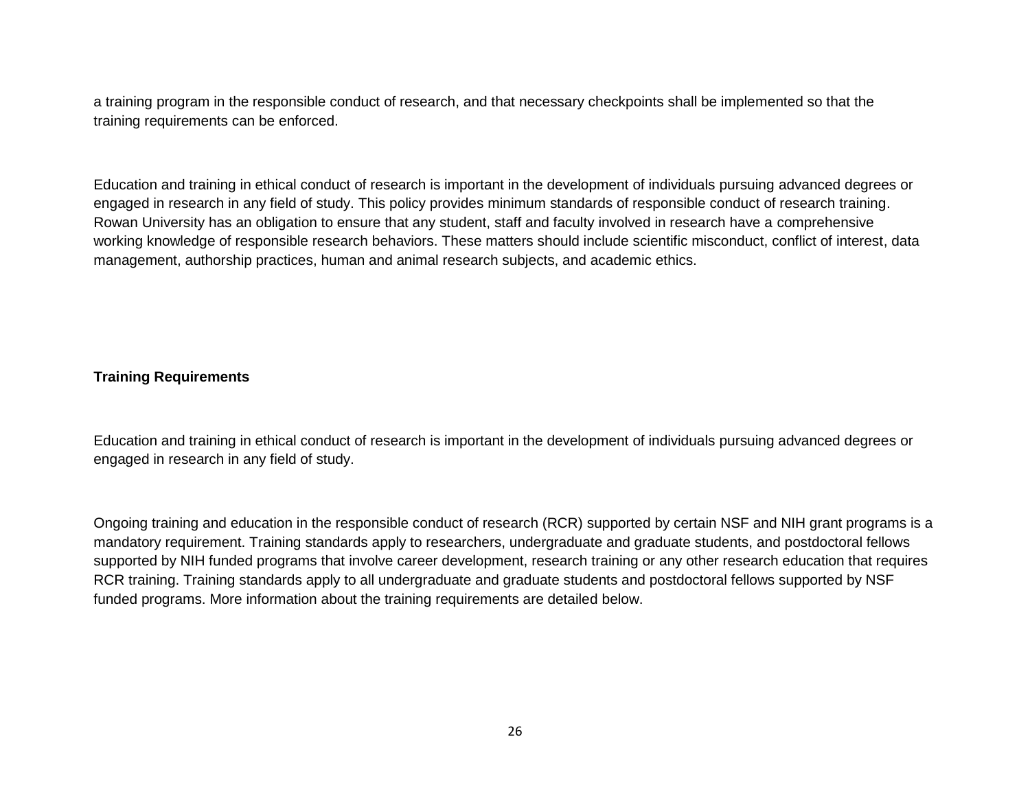a training program in the responsible conduct of research, and that necessary checkpoints shall be implemented so that the training requirements can be enforced.

Education and training in ethical conduct of research is important in the development of individuals pursuing advanced degrees or engaged in research in any field of study. This policy provides minimum standards of responsible conduct of research training. Rowan University has an obligation to ensure that any student, staff and faculty involved in research have a comprehensive working knowledge of responsible research behaviors. These matters should include scientific misconduct, conflict of interest, data management, authorship practices, human and animal research subjects, and academic ethics.

**Training Requirements**

Education and training in ethical conduct of research is important in the development of individuals pursuing advanced degrees or engaged in research in any field of study.

Ongoing training and education in the responsible conduct of research (RCR) supported by certain NSF and NIH grant programs is a mandatory requirement. Training standards apply to researchers, undergraduate and graduate students, and postdoctoral fellows supported by NIH funded programs that involve career development, research training or any other research education that requires RCR training. Training standards apply to all undergraduate and graduate students and postdoctoral fellows supported by NSF funded programs. More information about the training requirements are detailed below.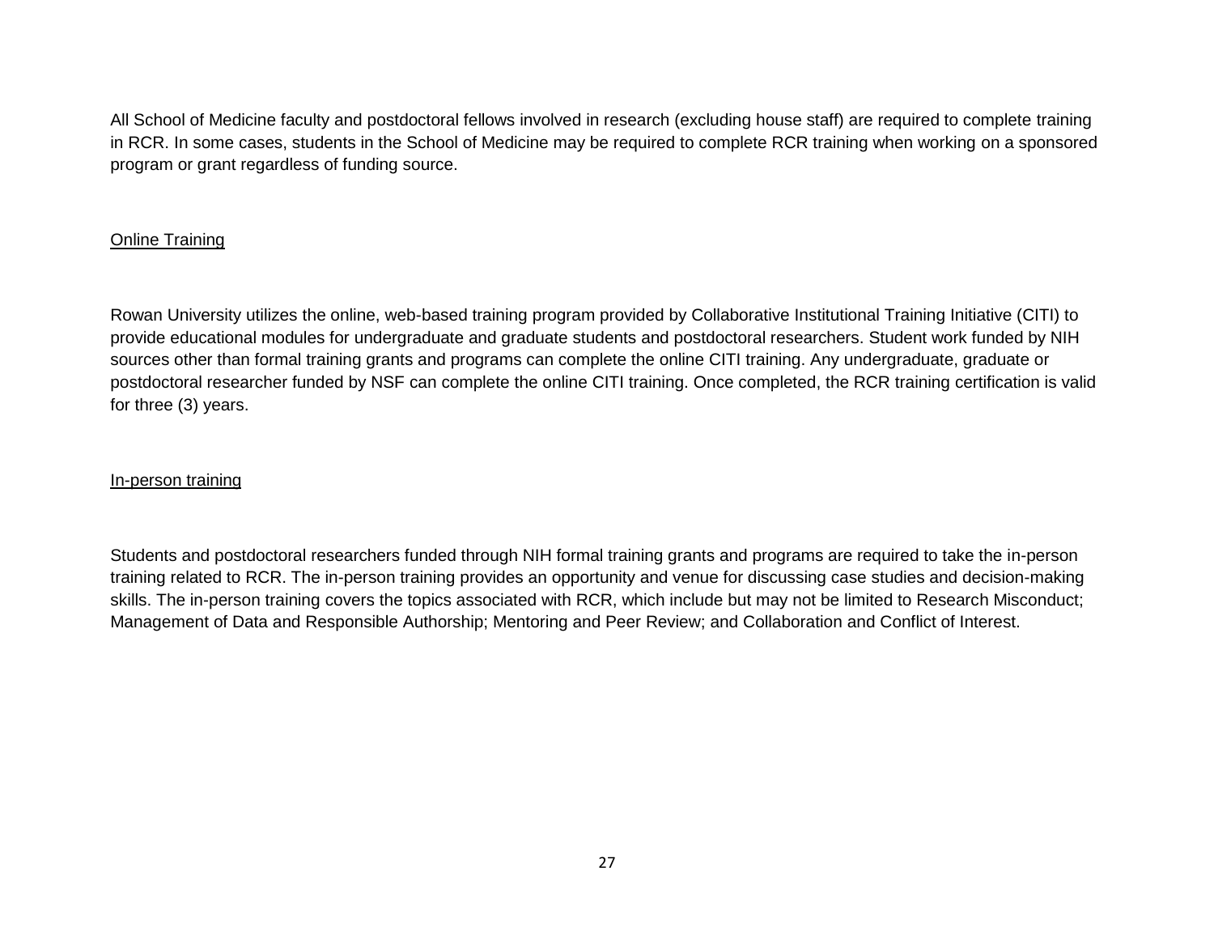All School of Medicine faculty and postdoctoral fellows involved in research (excluding house staff) are required to complete training in RCR. In some cases, students in the School of Medicine may be required to complete RCR training when working on a sponsored program or grant regardless of funding source.

<u>Online Training</u>

Rowan University utilizes the online, web-based training program provided by Collaborative Institutional Training Initiative (CITI) to provide educational modules for undergraduate and graduate students and postdoctoral researchers. Student work funded by NIH sources other than formal training grants and programs can complete the online CITI training. Any undergraduate, graduate or postdoctoral researcher funded by NSF can complete the online CITI training. Once completed, the RCR training certification is valid for three (3) years.

<u>In-person training</u>

Students and postdoctoral researchers funded through NIH formal training grants and programs are required to take the in-person training related to RCR. The in-person training provides an opportunity and venue for discussing case studies and decision-making skills. The in-person training covers the topics associated with RCR, which include but may not be limited to Research Misconduct; Management of Data and Responsible Authorship; Mentoring and Peer Review; and Collaboration and Conflict of Interest.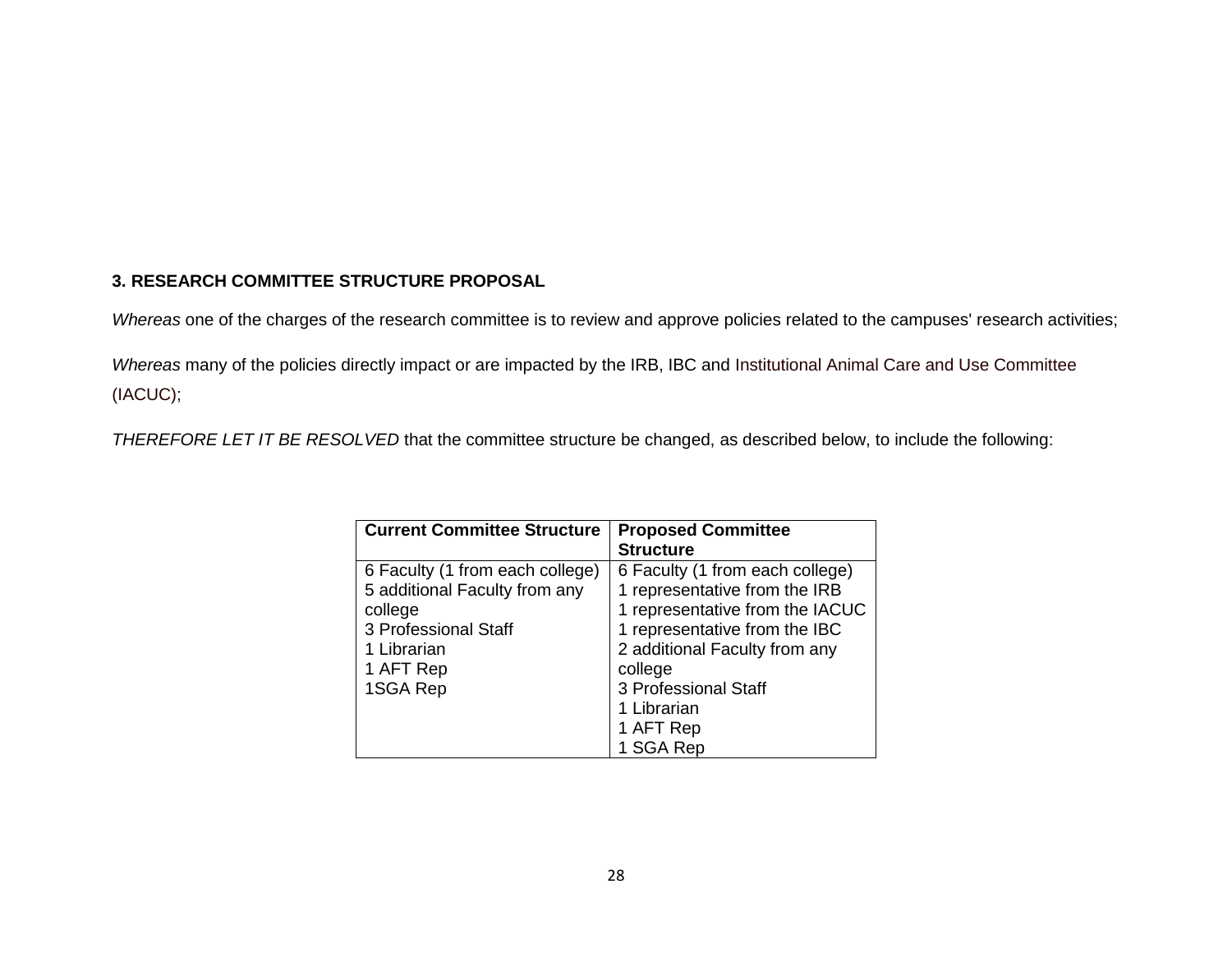**3. RESEARCH COMMITTEE STRUCTURE PROPOSAL**

*Whereas* one of the charges of the research committee is to review and approve policies related to the campuses' research activities;

*Whereas* many of the policies directly impact or are impacted by the IRB, IBC and Institutional Animal Care and Use Committee (IACUC);

*THEREFORE LET IT BE RESOLVED* that the committee structure be changed, as described below, to include the following:

| **Current Committee Structure** | **Proposed Committee Structure** |
|---|---|
| 6 Faculty (1 from each college)<br>5 additional Faculty from any college<br>3 Professional Staff<br>1 Librarian<br>1 AFT Rep<br>1SGA Rep | 6 Faculty (1 from each college)<br>1 representative from the IRB<br>1 representative from the IACUC<br>1 representative from the IBC<br>2 additional Faculty from any college<br>3 Professional Staff<br>1 Librarian<br>1 AFT Rep<br>1 SGA Rep |